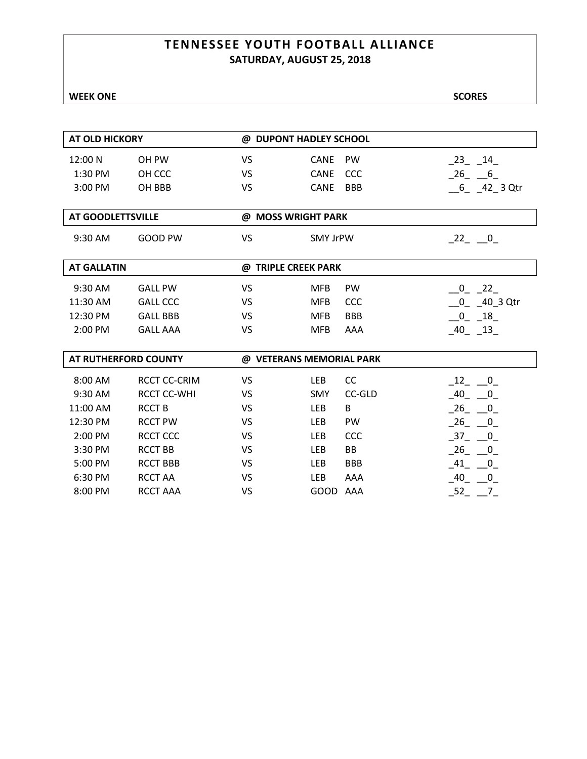# TENNESSEE YOUTH FOOTBALL ALLIANCE

**SATURDAY, AUGUST 25, 2018**

**WEEK ONE** **SCORES**

| **AT OLD HICKORY** | | **@ DUPONT HADLEY SCHOOL** | | | |
|---|---|---|---|---|---|
| 12:00 N | OH PW | VS | CANE | PW | _23_ _14_ |
| 1:30 PM | OH CCC | VS | CANE | CCC | _26_ __6_ |
| 3:00 PM | OH BBB | VS | CANE | BBB | __6_ _42_ 3 Qtr |

| **AT GOODLETTSVILLE** | | **@ MOSS WRIGHT PARK** | | |
|---|---|---|---|---|
| 9:30 AM | GOOD PW | VS | SMY JrPW | _22_ __0_ |

| **AT GALLATIN** | | **@ TRIPLE CREEK PARK** | | | |
|---|---|---|---|---|---|
| 9:30 AM | GALL PW | VS | MFB | PW | __0_ _22_ |
| 11:30 AM | GALL CCC | VS | MFB | CCC | __0_ _40_3 Qtr |
| 12:30 PM | GALL BBB | VS | MFB | BBB | __0_ _18_ |
| 2:00 PM | GALL AAA | VS | MFB | AAA | _40_ _13_ |

| **AT RUTHERFORD COUNTY** | | **@ VETERANS MEMORIAL PARK** | | | |
|---|---|---|---|---|---|
| 8:00 AM | RCCT CC-CRIM | VS | LEB | CC | _12_ __0_ |
| 9:30 AM | RCCT CC-WHI | VS | SMY | CC-GLD | _40_ __0_ |
| 11:00 AM | RCCT B | VS | LEB | B | _26_ __0_ |
| 12:30 PM | RCCT PW | VS | LEB | PW | _26_ __0_ |
| 2:00 PM | RCCT CCC | VS | LEB | CCC | _37_ __0_ |
| 3:30 PM | RCCT BB | VS | LEB | BB | _26_ __0_ |
| 5:00 PM | RCCT BBB | VS | LEB | BBB | _41_ __0_ |
| 6:30 PM | RCCT AA | VS | LEB | AAA | _40_ __0_ |
| 8:00 PM | RCCT AAA | VS | GOOD | AAA | _52_ __7_ |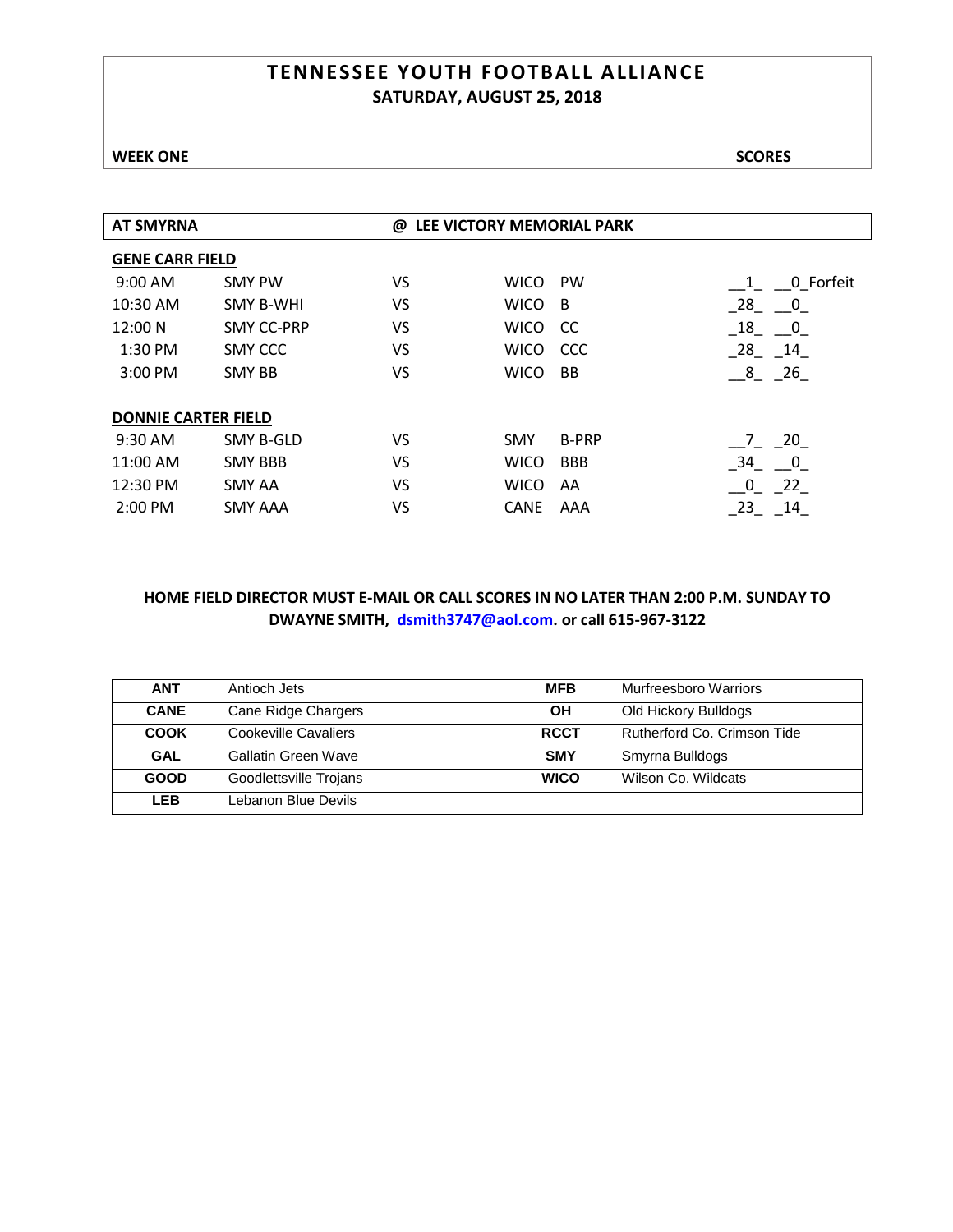# TENNESSEE YOUTH FOOTBALL ALLIANCE

## SATURDAY, AUGUST 25, 2018

**WEEK ONE** **SCORES**

**AT SMYRNA** **@ LEE VICTORY MEMORIAL PARK**

**GENE CARR FIELD**

| Time | Home | | Visitor | | Score |
|---|---|---|---|---|---|
| 9:00 AM | SMY PW | VS | WICO | PW | __1_ __0_Forfeit |
| 10:30 AM | SMY B-WHI | VS | WICO | B | _28_ __0_ |
| 12:00 N | SMY CC-PRP | VS | WICO | CC | _18_ __0_ |
| 1:30 PM | SMY CCC | VS | WICO | CCC | _28_ _14_ |
| 3:00 PM | SMY BB | VS | WICO | BB | __8_ _26_ |

**DONNIE CARTER FIELD**

| Time | Home | | Visitor | | Score |
|---|---|---|---|---|---|
| 9:30 AM | SMY B-GLD | VS | SMY | B-PRP | __7_ _20_ |
| 11:00 AM | SMY BBB | VS | WICO | BBB | _34_ __0_ |
| 12:30 PM | SMY AA | VS | WICO | AA | __0_ _22_ |
| 2:00 PM | SMY AAA | VS | CANE | AAA | _23_ _14_ |

**HOME FIELD DIRECTOR MUST E-MAIL OR CALL SCORES IN NO LATER THAN 2:00 P.M. SUNDAY TO DWAYNE SMITH, dsmith3747@aol.com. or call 615-967-3122**

| | | | |
|---|---|---|---|
| **ANT** | Antioch Jets | **MFB** | Murfreesboro Warriors |
| **CANE** | Cane Ridge Chargers | **OH** | Old Hickory Bulldogs |
| **COOK** | Cookeville Cavaliers | **RCCT** | Rutherford Co. Crimson Tide |
| **GAL** | Gallatin Green Wave | **SMY** | Smyrna Bulldogs |
| **GOOD** | Goodlettsville Trojans | **WICO** | Wilson Co. Wildcats |
| **LEB** | Lebanon Blue Devils | | |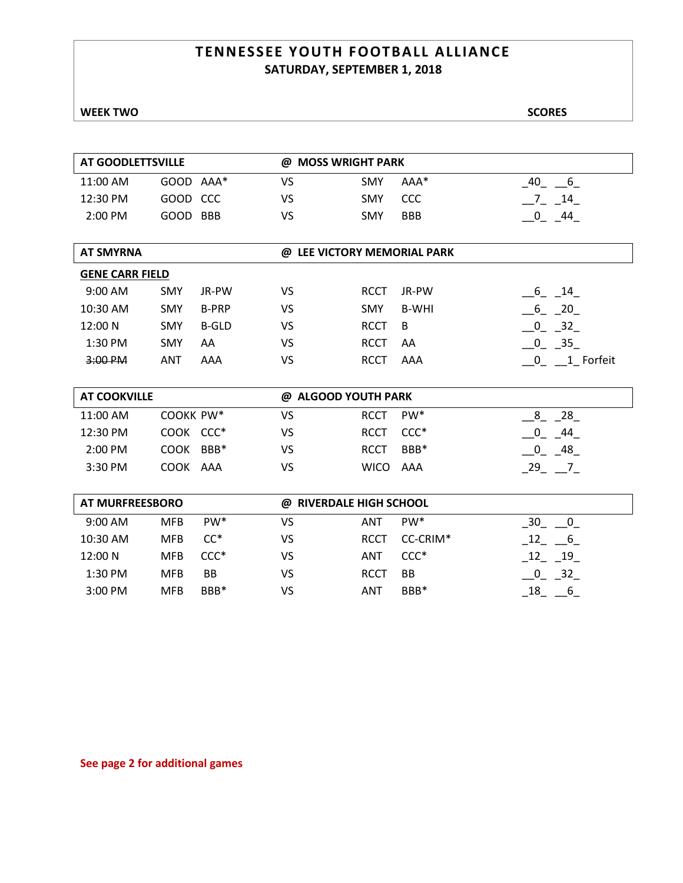# TENNESSEE YOUTH FOOTBALL ALLIANCE

**SATURDAY, SEPTEMBER 1, 2018**

**WEEK TWO** **SCORES**

| AT GOODLETTSVILLE | | | @ MOSS WRIGHT PARK | | | |
|---|---|---|---|---|---|---|
| 11:00 AM | GOOD | AAA* | VS | SMY | AAA* | _40_ __6_ |
| 12:30 PM | GOOD | CCC | VS | SMY | CCC | __7_ _14_ |
| 2:00 PM | GOOD | BBB | VS | SMY | BBB | __0_ _44_ |

| AT SMYRNA | | | @ LEE VICTORY MEMORIAL PARK | | | |
|---|---|---|---|---|---|---|
| **GENE CARR FIELD** | | | | | | |
| 9:00 AM | SMY | JR-PW | VS | RCCT | JR-PW | __6_ _14_ |
| 10:30 AM | SMY | B-PRP | VS | SMY | B-WHI | __6_ _20_ |
| 12:00 N | SMY | B-GLD | VS | RCCT | B | __0_ _32_ |
| 1:30 PM | SMY | AA | VS | RCCT | AA | __0_ _35_ |
| ~~3:00 PM~~ | ANT | AAA | VS | RCCT | AAA | __0_ __1_ Forfeit |

| AT COOKVILLE | | | @ ALGOOD YOUTH PARK | | | |
|---|---|---|---|---|---|---|
| 11:00 AM | COOKK | PW* | VS | RCCT | PW* | __8_ _28_ |
| 12:30 PM | COOK | CCC* | VS | RCCT | CCC* | __0_ _44_ |
| 2:00 PM | COOK | BBB* | VS | RCCT | BBB* | __0_ _48_ |
| 3:30 PM | COOK | AAA | VS | WICO | AAA | _29_ __7_ |

| AT MURFREESBORO | | | @ RIVERDALE HIGH SCHOOL | | | |
|---|---|---|---|---|---|---|
| 9:00 AM | MFB | PW* | VS | ANT | PW* | _30_ __0_ |
| 10:30 AM | MFB | CC* | VS | RCCT | CC-CRIM* | _12_ __6_ |
| 12:00 N | MFB | CCC* | VS | ANT | CCC* | _12_ _19_ |
| 1:30 PM | MFB | BB | VS | RCCT | BB | __0_ _32_ |
| 3:00 PM | MFB | BBB* | VS | ANT | BBB* | _18_ __6_ |

**See page 2 for additional games**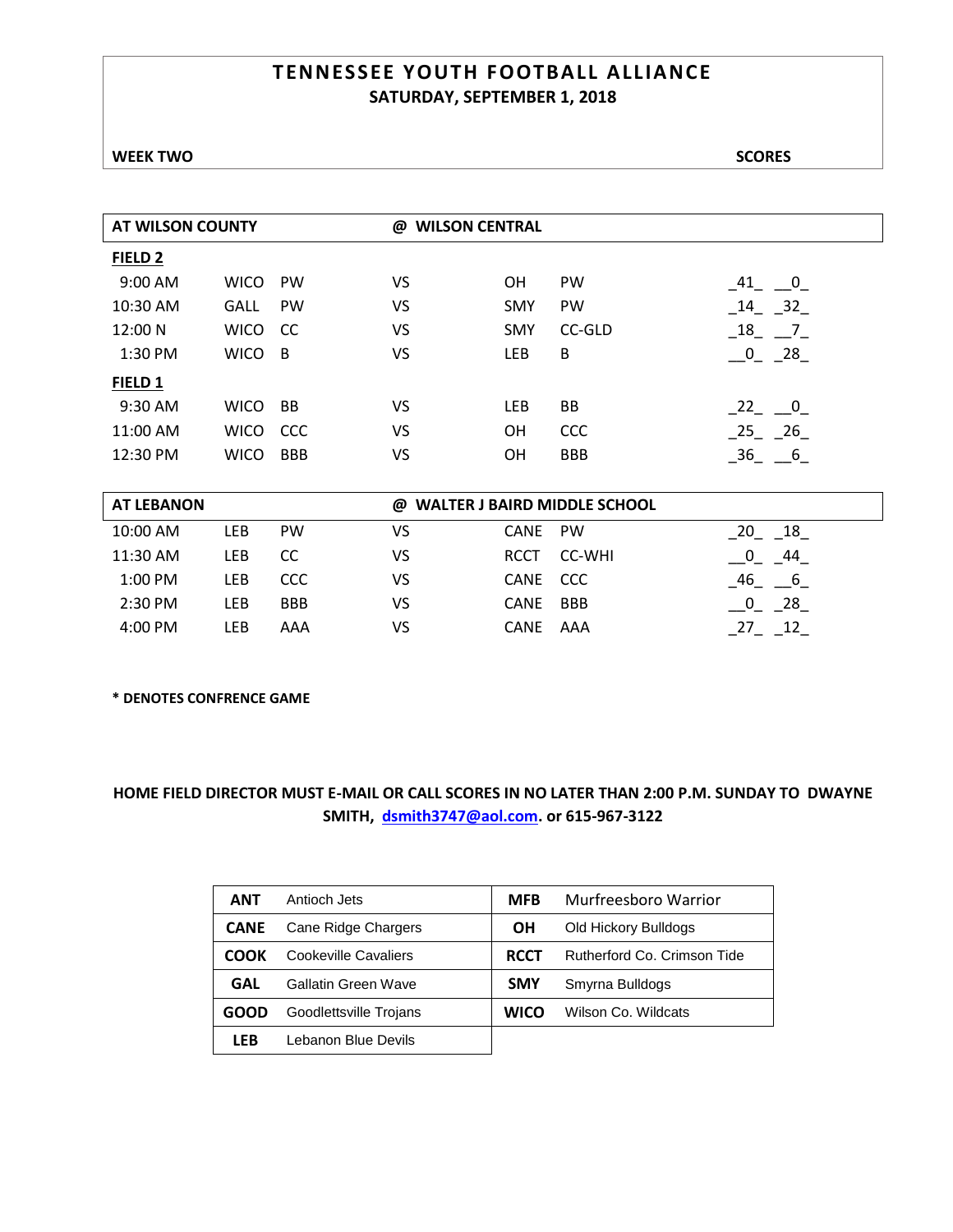# TENNESSEE YOUTH FOOTBALL ALLIANCE
## SATURDAY, SEPTEMBER 1, 2018

**WEEK TWO** **SCORES**

| AT WILSON COUNTY | | | | @ WILSON CENTRAL | | |
|---|---|---|---|---|---|---|
| **FIELD 2** | | | | | | |
| 9:00 AM | WICO | PW | VS | OH | PW | _41_ __0_ |
| 10:30 AM | GALL | PW | VS | SMY | PW | _14_ _32_ |
| 12:00 N | WICO | CC | VS | SMY | CC-GLD | _18_ __7_ |
| 1:30 PM | WICO | B | VS | LEB | B | __0_ _28_ |
| **FIELD 1** | | | | | | |
| 9:30 AM | WICO | BB | VS | LEB | BB | _22_ __0_ |
| 11:00 AM | WICO | CCC | VS | OH | CCC | _25_ _26_ |
| 12:30 PM | WICO | BBB | VS | OH | BBB | _36_ __6_ |

| AT LEBANON | | | | @ WALTER J BAIRD MIDDLE SCHOOL | | |
|---|---|---|---|---|---|---|
| 10:00 AM | LEB | PW | VS | CANE | PW | _20_ _18_ |
| 11:30 AM | LEB | CC | VS | RCCT | CC-WHI | __0_ _44_ |
| 1:00 PM | LEB | CCC | VS | CANE | CCC | _46_ __6_ |
| 2:30 PM | LEB | BBB | VS | CANE | BBB | __0_ _28_ |
| 4:00 PM | LEB | AAA | VS | CANE | AAA | _27_ _12_ |

**\* DENOTES CONFRENCE GAME**

**HOME FIELD DIRECTOR MUST E-MAIL OR CALL SCORES IN NO LATER THAN 2:00 P.M. SUNDAY TO DWAYNE SMITH, dsmith3747@aol.com. or 615-967-3122**

| | | | |
|---|---|---|---|
| **ANT** | Antioch Jets | **MFB** | Murfreesboro Warrior |
| **CANE** | Cane Ridge Chargers | **OH** | Old Hickory Bulldogs |
| **COOK** | Cookeville Cavaliers | **RCCT** | Rutherford Co. Crimson Tide |
| **GAL** | Gallatin Green Wave | **SMY** | Smyrna Bulldogs |
| **GOOD** | Goodlettsville Trojans | **WICO** | Wilson Co. Wildcats |
| **LEB** | Lebanon Blue Devils | | |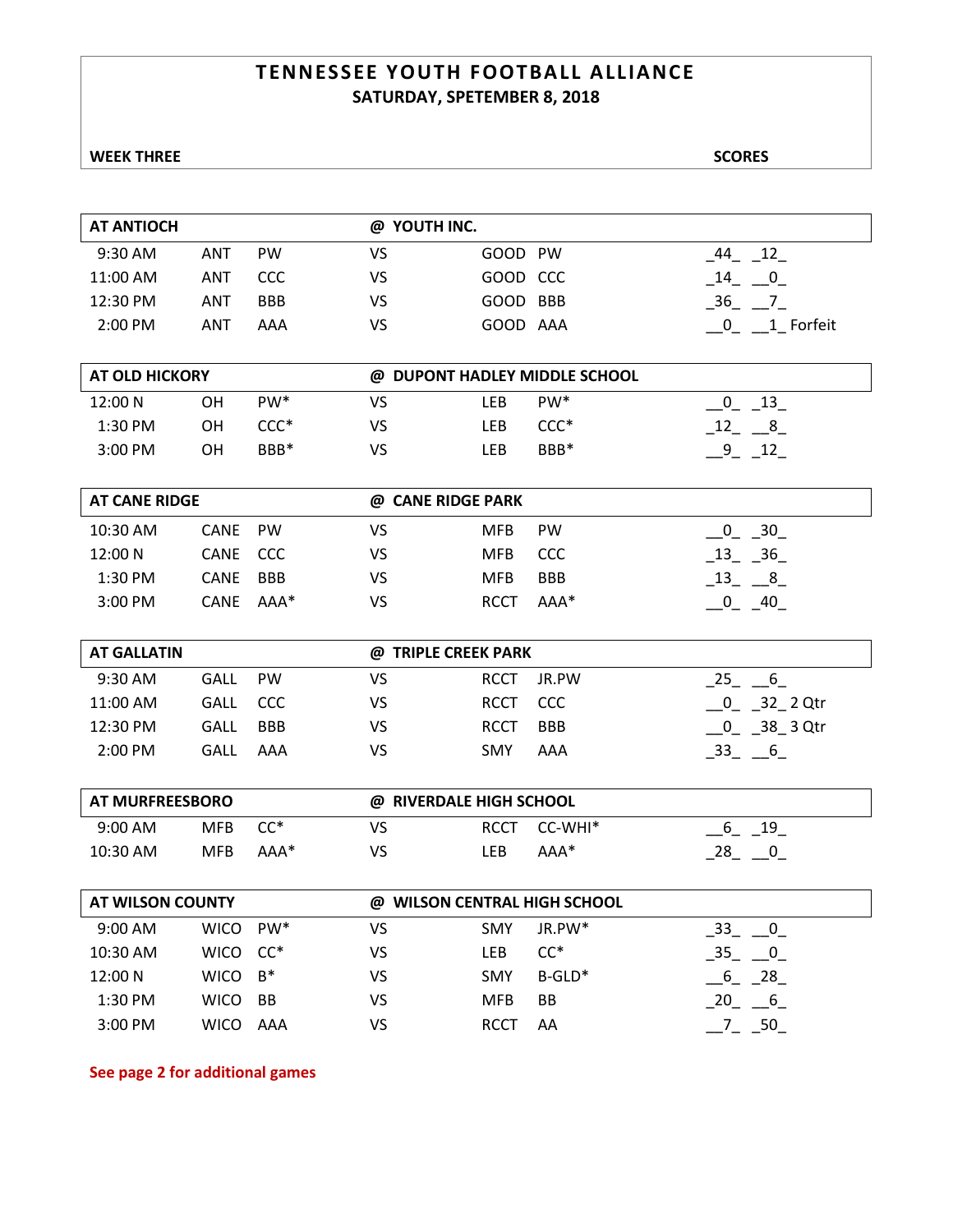# TENNESSEE YOUTH FOOTBALL ALLIANCE
## SATURDAY, SPETEMBER 8, 2018

**WEEK THREE** **SCORES**

| **AT ANTIOCH** | | | **@ YOUTH INC.** | | | |
|---|---|---|---|---|---|---|
| 9:30 AM | ANT | PW | VS | GOOD | PW | _44_ _12_ |
| 11:00 AM | ANT | CCC | VS | GOOD | CCC | _14_ __0_ |
| 12:30 PM | ANT | BBB | VS | GOOD | BBB | _36_ __7_ |
| 2:00 PM | ANT | AAA | VS | GOOD | AAA | __0_ __1_ Forfeit |

| **AT OLD HICKORY** | | | **@ DUPONT HADLEY MIDDLE SCHOOL** | | | |
|---|---|---|---|---|---|---|
| 12:00 N | OH | PW* | VS | LEB | PW* | __0_ _13_ |
| 1:30 PM | OH | CCC* | VS | LEB | CCC* | _12_ __8_ |
| 3:00 PM | OH | BBB* | VS | LEB | BBB* | __9_ _12_ |

| **AT CANE RIDGE** | | | **@ CANE RIDGE PARK** | | | |
|---|---|---|---|---|---|---|
| 10:30 AM | CANE | PW | VS | MFB | PW | __0_ _30_ |
| 12:00 N | CANE | CCC | VS | MFB | CCC | _13_ _36_ |
| 1:30 PM | CANE | BBB | VS | MFB | BBB | _13_ __8_ |
| 3:00 PM | CANE | AAA* | VS | RCCT | AAA* | __0_ _40_ |

| **AT GALLATIN** | | | **@ TRIPLE CREEK PARK** | | | |
|---|---|---|---|---|---|---|
| 9:30 AM | GALL | PW | VS | RCCT | JR.PW | _25_ __6_ |
| 11:00 AM | GALL | CCC | VS | RCCT | CCC | __0_ _32_ 2 Qtr |
| 12:30 PM | GALL | BBB | VS | RCCT | BBB | __0_ _38_ 3 Qtr |
| 2:00 PM | GALL | AAA | VS | SMY | AAA | _33_ __6_ |

| **AT MURFREESBORO** | | | **@ RIVERDALE HIGH SCHOOL** | | | |
|---|---|---|---|---|---|---|
| 9:00 AM | MFB | CC* | VS | RCCT | CC-WHI* | __6_ _19_ |
| 10:30 AM | MFB | AAA* | VS | LEB | AAA* | _28_ __0_ |

| **AT WILSON COUNTY** | | | **@ WILSON CENTRAL HIGH SCHOOL** | | | |
|---|---|---|---|---|---|---|
| 9:00 AM | WICO | PW* | VS | SMY | JR.PW* | _33_ __0_ |
| 10:30 AM | WICO | CC* | VS | LEB | CC* | _35_ __0_ |
| 12:00 N | WICO | B* | VS | SMY | B-GLD* | __6_ _28_ |
| 1:30 PM | WICO | BB | VS | MFB | BB | _20_ __6_ |
| 3:00 PM | WICO | AAA | VS | RCCT | AA | __7_ _50_ |

**See page 2 for additional games**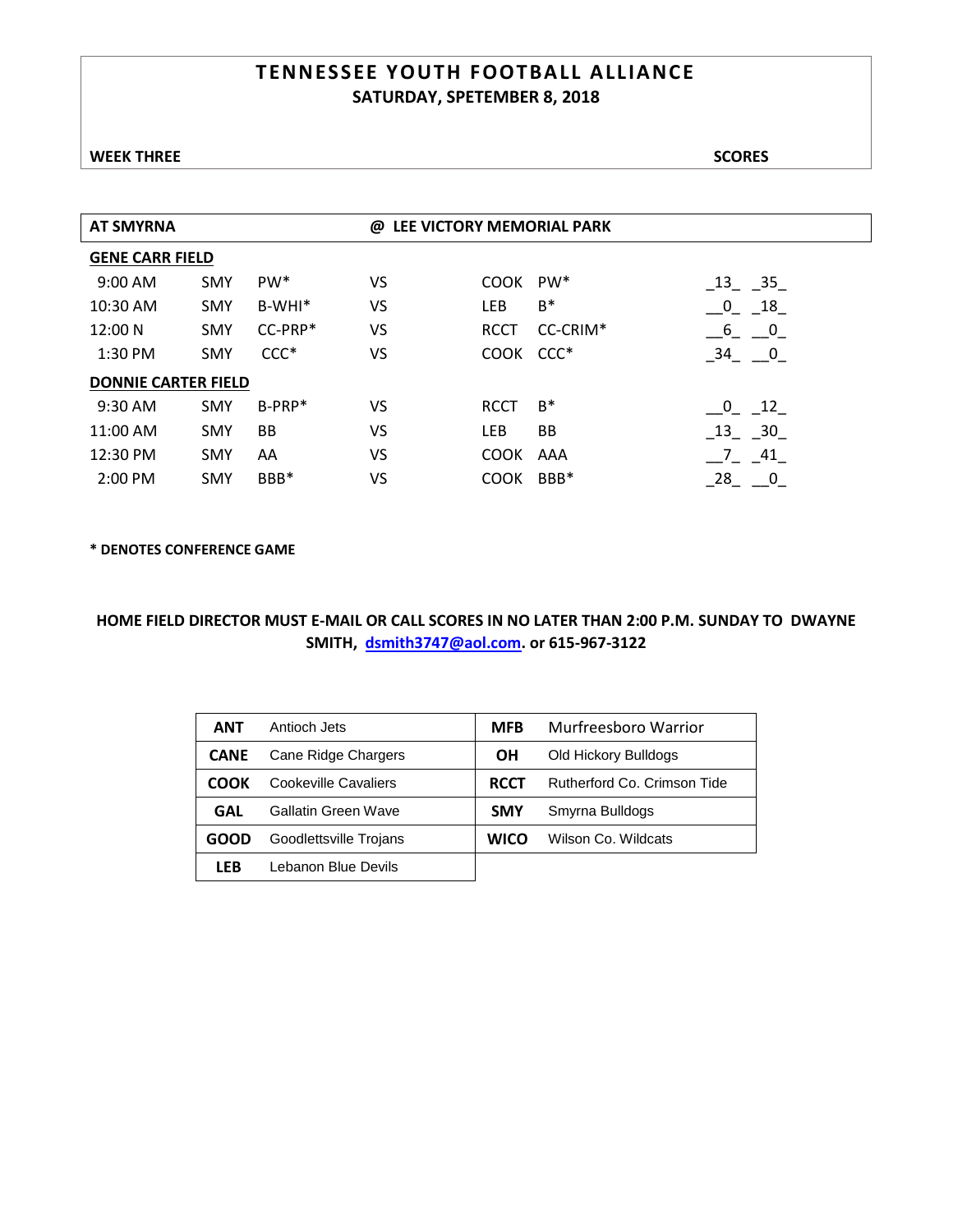# TENNESSEE YOUTH FOOTBALL ALLIANCE

**SATURDAY, SPETEMBER 8, 2018**

**WEEK THREE** **SCORES**

| **AT SMYRNA** | | | | | | **@ LEE VICTORY MEMORIAL PARK** | |
|---|---|---|---|---|---|---|---|
| **GENE CARR FIELD** | | | | | | | |
| 9:00 AM | SMY | PW* | VS | COOK | PW* | _13_ | _35_ |
| 10:30 AM | SMY | B-WHI* | VS | LEB | B* | __0_ | _18_ |
| 12:00 N | SMY | CC-PRP* | VS | RCCT | CC-CRIM* | __6_ | __0_ |
| 1:30 PM | SMY | CCC* | VS | COOK | CCC* | _34_ | __0_ |
| **DONNIE CARTER FIELD** | | | | | | | |
| 9:30 AM | SMY | B-PRP* | VS | RCCT | B* | __0_ | _12_ |
| 11:00 AM | SMY | BB | VS | LEB | BB | _13_ | _30_ |
| 12:30 PM | SMY | AA | VS | COOK | AAA | __7_ | _41_ |
| 2:00 PM | SMY | BBB* | VS | COOK | BBB* | _28_ | __0_ |

**\* DENOTES CONFERENCE GAME**

**HOME FIELD DIRECTOR MUST E-MAIL OR CALL SCORES IN NO LATER THAN 2:00 P.M. SUNDAY TO DWAYNE SMITH, dsmith3747@aol.com. or 615-967-3122**

| | | | |
|---|---|---|---|
| **ANT** | Antioch Jets | **MFB** | Murfreesboro Warrior |
| **CANE** | Cane Ridge Chargers | **OH** | Old Hickory Bulldogs |
| **COOK** | Cookeville Cavaliers | **RCCT** | Rutherford Co. Crimson Tide |
| **GAL** | Gallatin Green Wave | **SMY** | Smyrna Bulldogs |
| **GOOD** | Goodlettsville Trojans | **WICO** | Wilson Co. Wildcats |
| **LEB** | Lebanon Blue Devils | | |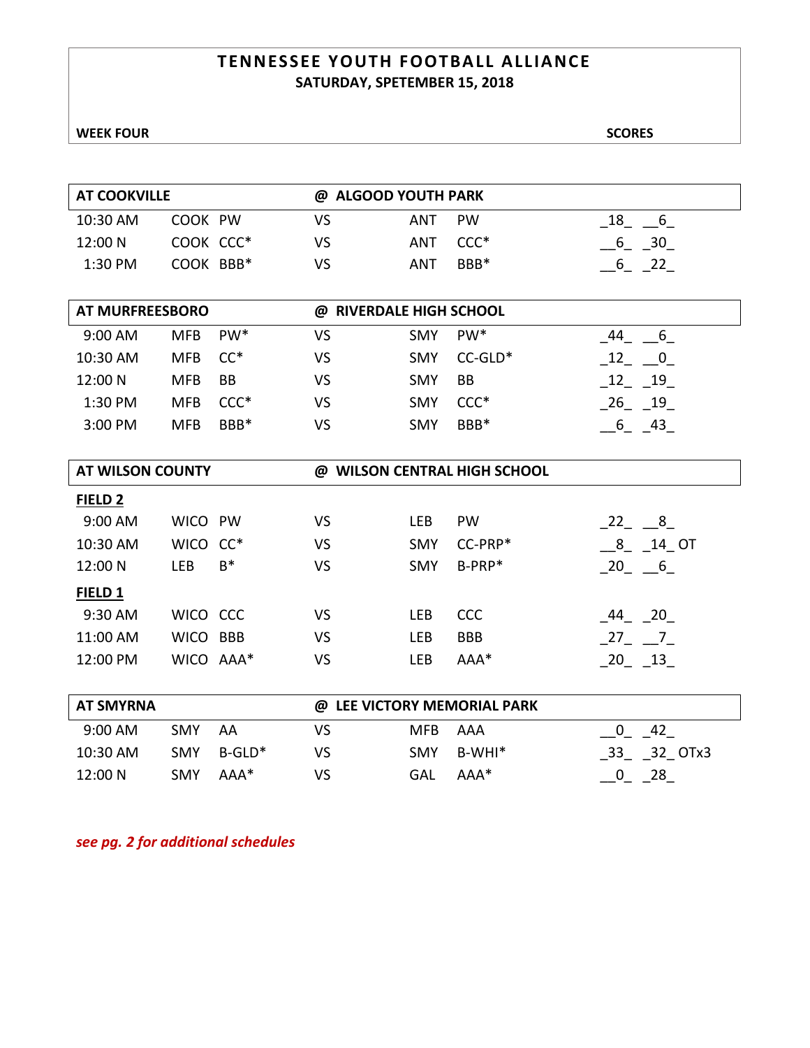# TENNESSEE YOUTH FOOTBALL ALLIANCE

**SATURDAY, SPETEMBER 15, 2018**

**WEEK FOUR** **SCORES**

| **AT COOKVILLE** | | | **@ ALGOOD YOUTH PARK** | | | |
|---|---|---|---|---|---|---|
| 10:30 AM | COOK | PW | VS | ANT | PW | _18_ __6_ |
| 12:00 N | COOK | CCC* | VS | ANT | CCC* | __6_ _30_ |
| 1:30 PM | COOK | BBB* | VS | ANT | BBB* | __6_ _22_ |

| **AT MURFREESBORO** | | | **@ RIVERDALE HIGH SCHOOL** | | | |
|---|---|---|---|---|---|---|
| 9:00 AM | MFB | PW* | VS | SMY | PW* | _44_ __6_ |
| 10:30 AM | MFB | CC* | VS | SMY | CC-GLD* | _12_ __0_ |
| 12:00 N | MFB | BB | VS | SMY | BB | _12_ _19_ |
| 1:30 PM | MFB | CCC* | VS | SMY | CCC* | _26_ _19_ |
| 3:00 PM | MFB | BBB* | VS | SMY | BBB* | __6_ _43_ |

| **AT WILSON COUNTY** | | | **@ WILSON CENTRAL HIGH SCHOOL** | | | |
|---|---|---|---|---|---|---|
| **FIELD 2** | | | | | | |
| 9:00 AM | WICO | PW | VS | LEB | PW | _22_ __8_ |
| 10:30 AM | WICO | CC* | VS | SMY | CC-PRP* | __8_ _14_ OT |
| 12:00 N | LEB | B* | VS | SMY | B-PRP* | _20_ __6_ |
| **FIELD 1** | | | | | | |
| 9:30 AM | WICO | CCC | VS | LEB | CCC | _44_ _20_ |
| 11:00 AM | WICO | BBB | VS | LEB | BBB | _27_ __7_ |
| 12:00 PM | WICO | AAA* | VS | LEB | AAA* | _20_ _13_ |

| **AT SMYRNA** | | | **@ LEE VICTORY MEMORIAL PARK** | | | |
|---|---|---|---|---|---|---|
| 9:00 AM | SMY | AA | VS | MFB | AAA | __0_ _42_ |
| 10:30 AM | SMY | B-GLD* | VS | SMY | B-WHI* | _33_ _32_ OTx3 |
| 12:00 N | SMY | AAA* | VS | GAL | AAA* | __0_ _28_ |

*see pg. 2 for additional schedules*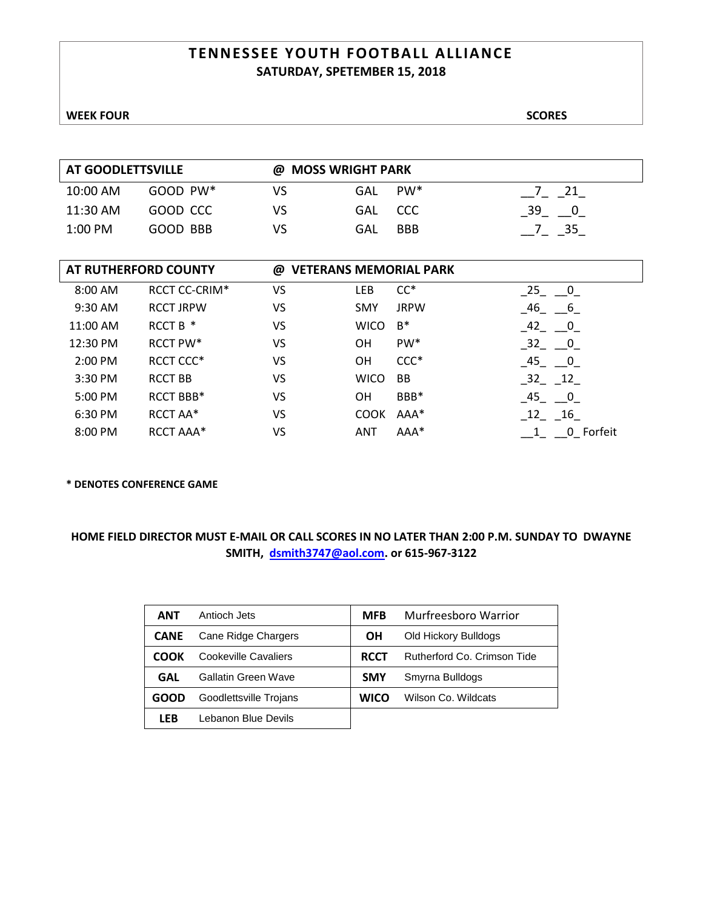# TENNESSEE YOUTH FOOTBALL ALLIANCE

**SATURDAY, SPETEMBER 15, 2018**

**WEEK FOUR** **SCORES**

| AT GOODLETTSVILLE | | @ MOSS WRIGHT PARK | | |
|---|---|---|---|---|
| 10:00 AM | GOOD PW* | VS | GAL PW* | __7_ _21_ |
| 11:30 AM | GOOD CCC | VS | GAL CCC | _39_ __0_ |
| 1:00 PM | GOOD BBB | VS | GAL BBB | __7_ _35_ |

| AT RUTHERFORD COUNTY | | @ VETERANS MEMORIAL PARK | | |
|---|---|---|---|---|
| 8:00 AM | RCCT CC-CRIM* | VS | LEB CC* | _25_ __0_ |
| 9:30 AM | RCCT JRPW | VS | SMY JRPW | _46_ __6_ |
| 11:00 AM | RCCT B * | VS | WICO B* | _42_ __0_ |
| 12:30 PM | RCCT PW* | VS | OH PW* | _32_ __0_ |
| 2:00 PM | RCCT CCC* | VS | OH CCC* | _45_ __0_ |
| 3:30 PM | RCCT BB | VS | WICO BB | _32_ _12_ |
| 5:00 PM | RCCT BBB* | VS | OH BBB* | _45_ __0_ |
| 6:30 PM | RCCT AA* | VS | COOK AAA* | _12_ _16_ |
| 8:00 PM | RCCT AAA* | VS | ANT AAA* | __1_ __0_ Forfeit |

**\* DENOTES CONFERENCE GAME**

**HOME FIELD DIRECTOR MUST E-MAIL OR CALL SCORES IN NO LATER THAN 2:00 P.M. SUNDAY TO DWAYNE SMITH, dsmith3747@aol.com. or 615-967-3122**

| | | | |
|---|---|---|---|
| **ANT** | Antioch Jets | **MFB** | Murfreesboro Warrior |
| **CANE** | Cane Ridge Chargers | **OH** | Old Hickory Bulldogs |
| **COOK** | Cookeville Cavaliers | **RCCT** | Rutherford Co. Crimson Tide |
| **GAL** | Gallatin Green Wave | **SMY** | Smyrna Bulldogs |
| **GOOD** | Goodlettsville Trojans | **WICO** | Wilson Co. Wildcats |
| **LEB** | Lebanon Blue Devils | | |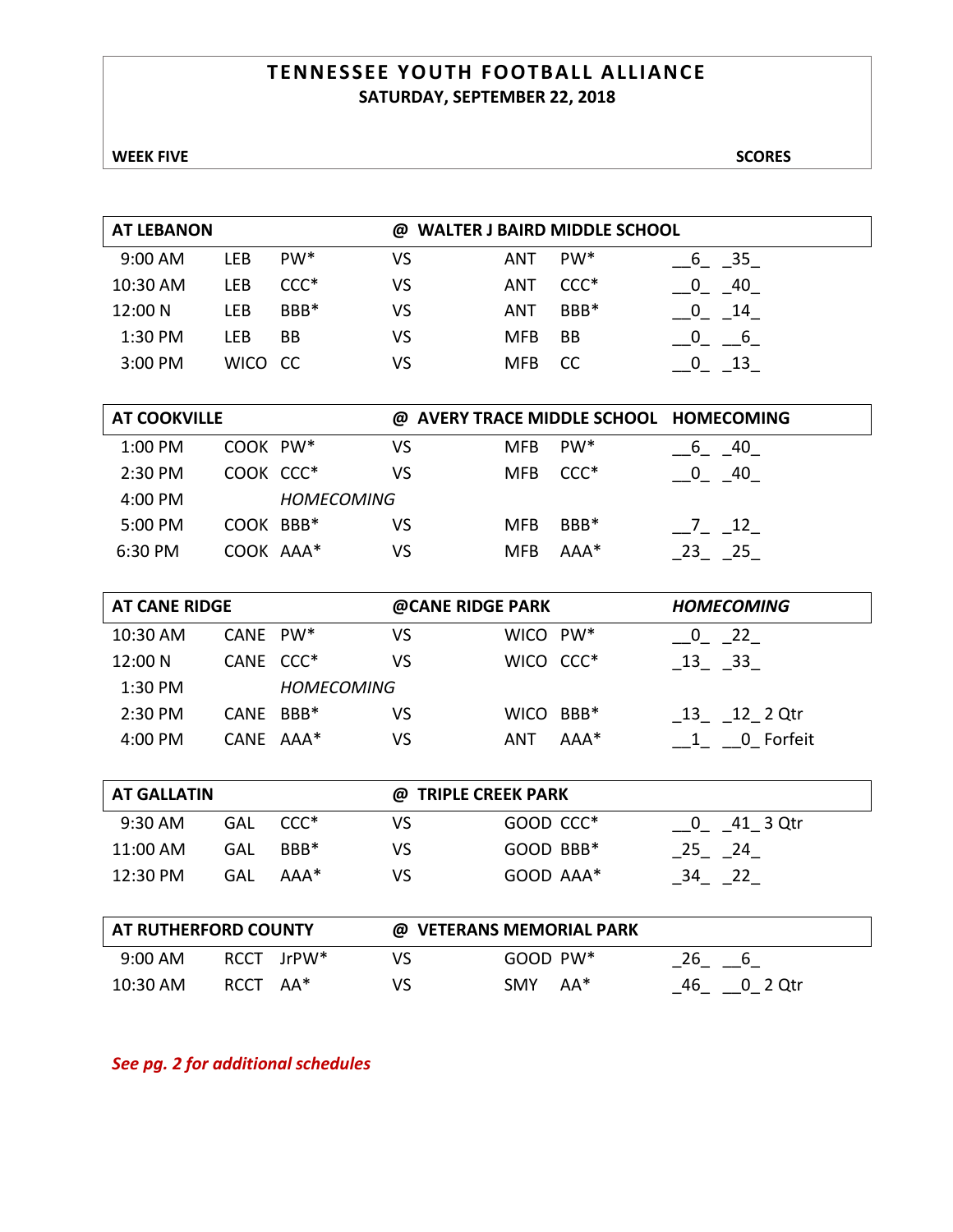# TENNESSEE YOUTH FOOTBALL ALLIANCE
## SATURDAY, SEPTEMBER 22, 2018

**WEEK FIVE** **SCORES**

| AT LEBANON | | | @ WALTER J BAIRD MIDDLE SCHOOL | | | |
|---|---|---|---|---|---|---|
| 9:00 AM | LEB | PW* | VS | ANT | PW* | __6_ _35_ |
| 10:30 AM | LEB | CCC* | VS | ANT | CCC* | __0_ _40_ |
| 12:00 N | LEB | BBB* | VS | ANT | BBB* | __0_ _14_ |
| 1:30 PM | LEB | BB | VS | MFB | BB | __0_ __6_ |
| 3:00 PM | WICO | CC | VS | MFB | CC | __0_ _13_ |

| AT COOKVILLE | | | @ AVERY TRACE MIDDLE SCHOOL | | | HOMECOMING |
|---|---|---|---|---|---|---|
| 1:00 PM | COOK | PW* | VS | MFB | PW* | __6_ _40_ |
| 2:30 PM | COOK | CCC* | VS | MFB | CCC* | __0_ _40_ |
| 4:00 PM | | *HOMECOMING* | | | | |
| 5:00 PM | COOK | BBB* | VS | MFB | BBB* | __7_ _12_ |
| 6:30 PM | COOK | AAA* | VS | MFB | AAA* | _23_ _25_ |

| AT CANE RIDGE | | | @CANE RIDGE PARK | | | *HOMECOMING* |
|---|---|---|---|---|---|---|
| 10:30 AM | CANE | PW* | VS | WICO | PW* | __0_ _22_ |
| 12:00 N | CANE | CCC* | VS | WICO | CCC* | _13_ _33_ |
| 1:30 PM | | *HOMECOMING* | | | | |
| 2:30 PM | CANE | BBB* | VS | WICO | BBB* | _13_ _12_ 2 Qtr |
| 4:00 PM | CANE | AAA* | VS | ANT | AAA* | __1_ __0_ Forfeit |

| AT GALLATIN | | | @ TRIPLE CREEK PARK | | | |
|---|---|---|---|---|---|---|
| 9:30 AM | GAL | CCC* | VS | GOOD | CCC* | __0_ _41_ 3 Qtr |
| 11:00 AM | GAL | BBB* | VS | GOOD | BBB* | _25_ _24_ |
| 12:30 PM | GAL | AAA* | VS | GOOD | AAA* | _34_ _22_ |

| AT RUTHERFORD COUNTY | | | @ VETERANS MEMORIAL PARK | | | |
|---|---|---|---|---|---|---|
| 9:00 AM | RCCT | JrPW* | VS | GOOD | PW* | _26_ __6_ |
| 10:30 AM | RCCT | AA* | VS | SMY | AA* | _46_ __0_ 2 Qtr |

***See pg. 2 for additional schedules***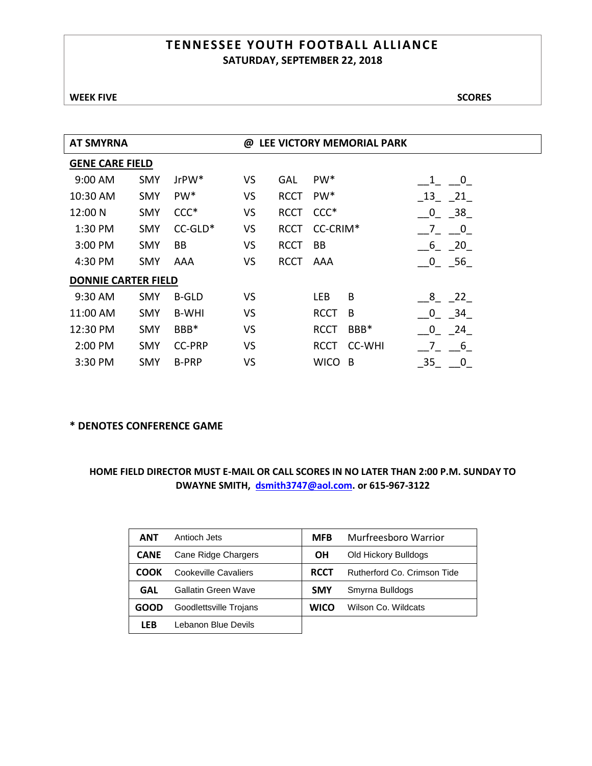# TENNESSEE YOUTH FOOTBALL ALLIANCE

**SATURDAY, SEPTEMBER 22, 2018**

**WEEK FIVE** **SCORES**

## AT SMYRNA @ LEE VICTORY MEMORIAL PARK

**GENE CARE FIELD**

| Time | Team | Division | | Team | Division | Score | Score |
|---|---|---|---|---|---|---|---|
| 9:00 AM | SMY | JrPW* | VS | GAL | PW* | 1 | 0 |
| 10:30 AM | SMY | PW* | VS | RCCT | PW* | 13 | 21 |
| 12:00 N | SMY | CCC* | VS | RCCT | CCC* | 0 | 38 |
| 1:30 PM | SMY | CC-GLD* | VS | RCCT | CC-CRIM* | 7 | 0 |
| 3:00 PM | SMY | BB | VS | RCCT | BB | 6 | 20 |
| 4:30 PM | SMY | AAA | VS | RCCT | AAA | 0 | 56 |

**DONNIE CARTER FIELD**

| Time | Team | Division | | Team | Division | Score | Score |
|---|---|---|---|---|---|---|---|
| 9:30 AM | SMY | B-GLD | VS | LEB | B | 8 | 22 |
| 11:00 AM | SMY | B-WHI | VS | RCCT | B | 0 | 34 |
| 12:30 PM | SMY | BBB* | VS | RCCT | BBB* | 0 | 24 |
| 2:00 PM | SMY | CC-PRP | VS | RCCT | CC-WHI | 7 | 6 |
| 3:30 PM | SMY | B-PRP | VS | WICO | B | 35 | 0 |

**\* DENOTES CONFERENCE GAME**

**HOME FIELD DIRECTOR MUST E-MAIL OR CALL SCORES IN NO LATER THAN 2:00 P.M. SUNDAY TO DWAYNE SMITH, dsmith3747@aol.com. or 615-967-3122**

| | | | |
|---|---|---|---|
| **ANT** | Antioch Jets | **MFB** | Murfreesboro Warrior |
| **CANE** | Cane Ridge Chargers | **OH** | Old Hickory Bulldogs |
| **COOK** | Cookeville Cavaliers | **RCCT** | Rutherford Co. Crimson Tide |
| **GAL** | Gallatin Green Wave | **SMY** | Smyrna Bulldogs |
| **GOOD** | Goodlettsville Trojans | **WICO** | Wilson Co. Wildcats |
| **LEB** | Lebanon Blue Devils | | |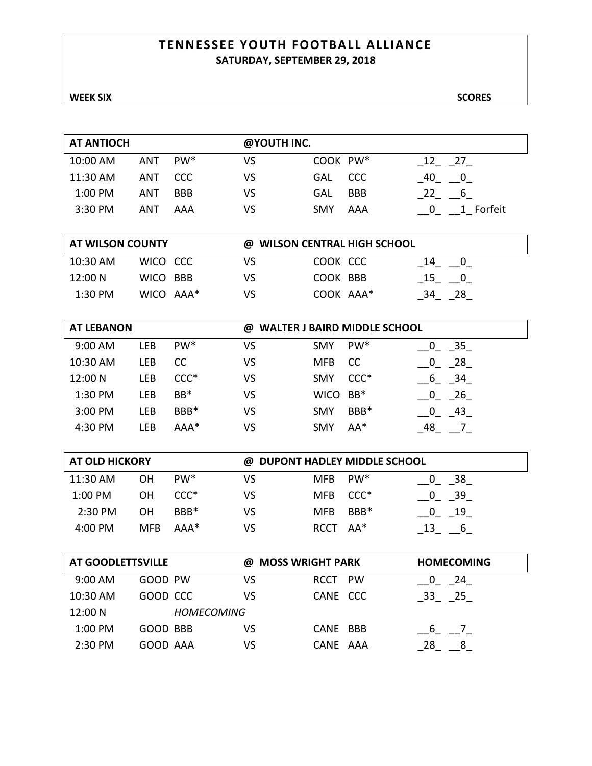# TENNESSEE YOUTH FOOTBALL ALLIANCE

**SATURDAY, SEPTEMBER 29, 2018**

**WEEK SIX** **SCORES**

| AT ANTIOCH | | | @YOUTH INC. | | | |
|---|---|---|---|---|---|---|
| 10:00 AM | ANT | PW* | VS | COOK | PW* | _12_ _27_ |
| 11:30 AM | ANT | CCC | VS | GAL | CCC | _40_ __0_ |
| 1:00 PM | ANT | BBB | VS | GAL | BBB | _22_ __6_ |
| 3:30 PM | ANT | AAA | VS | SMY | AAA | __0_ __1_ Forfeit |

| AT WILSON COUNTY | | | @ WILSON CENTRAL HIGH SCHOOL | | | |
|---|---|---|---|---|---|---|
| 10:30 AM | WICO | CCC | VS | COOK | CCC | _14_ __0_ |
| 12:00 N | WICO | BBB | VS | COOK | BBB | _15_ __0_ |
| 1:30 PM | WICO | AAA* | VS | COOK | AAA* | _34_ _28_ |

| AT LEBANON | | | @ WALTER J BAIRD MIDDLE SCHOOL | | | |
|---|---|---|---|---|---|---|
| 9:00 AM | LEB | PW* | VS | SMY | PW* | __0_ _35_ |
| 10:30 AM | LEB | CC | VS | MFB | CC | __0_ _28_ |
| 12:00 N | LEB | CCC* | VS | SMY | CCC* | __6_ _34_ |
| 1:30 PM | LEB | BB* | VS | WICO | BB* | __0_ _26_ |
| 3:00 PM | LEB | BBB* | VS | SMY | BBB* | __0_ _43_ |
| 4:30 PM | LEB | AAA* | VS | SMY | AA* | _48_ __7_ |

| AT OLD HICKORY | | | @ DUPONT HADLEY MIDDLE SCHOOL | | | |
|---|---|---|---|---|---|---|
| 11:30 AM | OH | PW* | VS | MFB | PW* | __0_ _38_ |
| 1:00 PM | OH | CCC* | VS | MFB | CCC* | __0_ _39_ |
| 2:30 PM | OH | BBB* | VS | MFB | BBB* | __0_ _19_ |
| 4:00 PM | MFB | AAA* | VS | RCCT | AA* | _13_ __6_ |

| AT GOODLETTSVILLE | | | @ MOSS WRIGHT PARK | | | HOMECOMING |
|---|---|---|---|---|---|---|
| 9:00 AM | GOOD | PW | VS | RCCT | PW | __0_ _24_ |
| 10:30 AM | GOOD | CCC | VS | CANE | CCC | _33_ _25_ |
| 12:00 N | | *HOMECOMING* | | | | |
| 1:00 PM | GOOD | BBB | VS | CANE | BBB | __6_ __7_ |
| 2:30 PM | GOOD | AAA | VS | CANE | AAA | _28_ __8_ |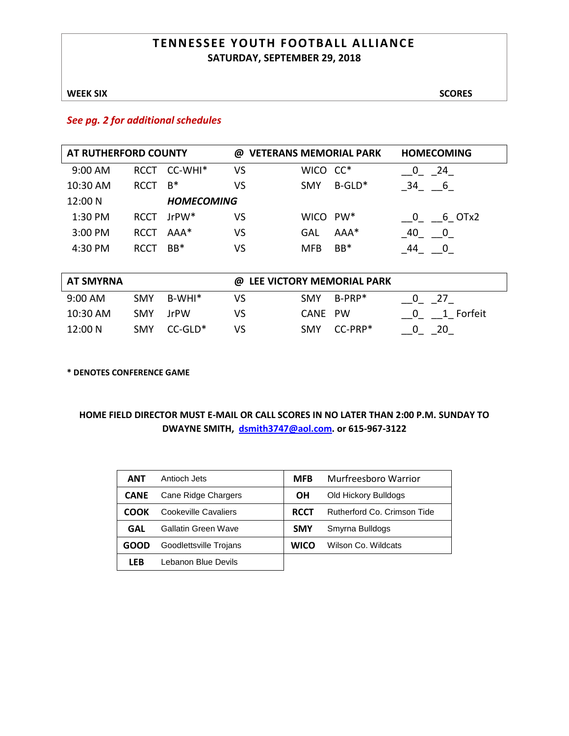# TENNESSEE YOUTH FOOTBALL ALLIANCE

**SATURDAY, SEPTEMBER 29, 2018**

**WEEK SIX** **SCORES**

***See pg. 2 for additional schedules***

| AT RUTHERFORD COUNTY | | | @ VETERANS MEMORIAL PARK | | | HOMECOMING |
|---|---|---|---|---|---|---|
| 9:00 AM | RCCT | CC-WHI* | VS | WICO | CC* | __0_ _24_ |
| 10:30 AM | RCCT | B* | VS | SMY | B-GLD* | _34_ __6_ |
| 12:00 N | | ***HOMECOMING*** | | | | |
| 1:30 PM | RCCT | JrPW* | VS | WICO | PW* | __0_ __6_ OTx2 |
| 3:00 PM | RCCT | AAA* | VS | GAL | AAA* | _40_ __0_ |
| 4:30 PM | RCCT | BB* | VS | MFB | BB* | _44_ __0_ |

| AT SMYRNA | | | @ LEE VICTORY MEMORIAL PARK | | | |
|---|---|---|---|---|---|---|
| 9:00 AM | SMY | B-WHI* | VS | SMY | B-PRP* | __0_ _27_ |
| 10:30 AM | SMY | JrPW | VS | CANE | PW | __0_ __1_ Forfeit |
| 12:00 N | SMY | CC-GLD* | VS | SMY | CC-PRP* | __0_ _20_ |

**\* DENOTES CONFERENCE GAME**

**HOME FIELD DIRECTOR MUST E-MAIL OR CALL SCORES IN NO LATER THAN 2:00 P.M. SUNDAY TO DWAYNE SMITH, dsmith3747@aol.com. or 615-967-3122**

| | | | |
|---|---|---|---|
| **ANT** | Antioch Jets | **MFB** | Murfreesboro Warrior |
| **CANE** | Cane Ridge Chargers | **OH** | Old Hickory Bulldogs |
| **COOK** | Cookeville Cavaliers | **RCCT** | Rutherford Co. Crimson Tide |
| **GAL** | Gallatin Green Wave | **SMY** | Smyrna Bulldogs |
| **GOOD** | Goodlettsville Trojans | **WICO** | Wilson Co. Wildcats |
| **LEB** | Lebanon Blue Devils | | |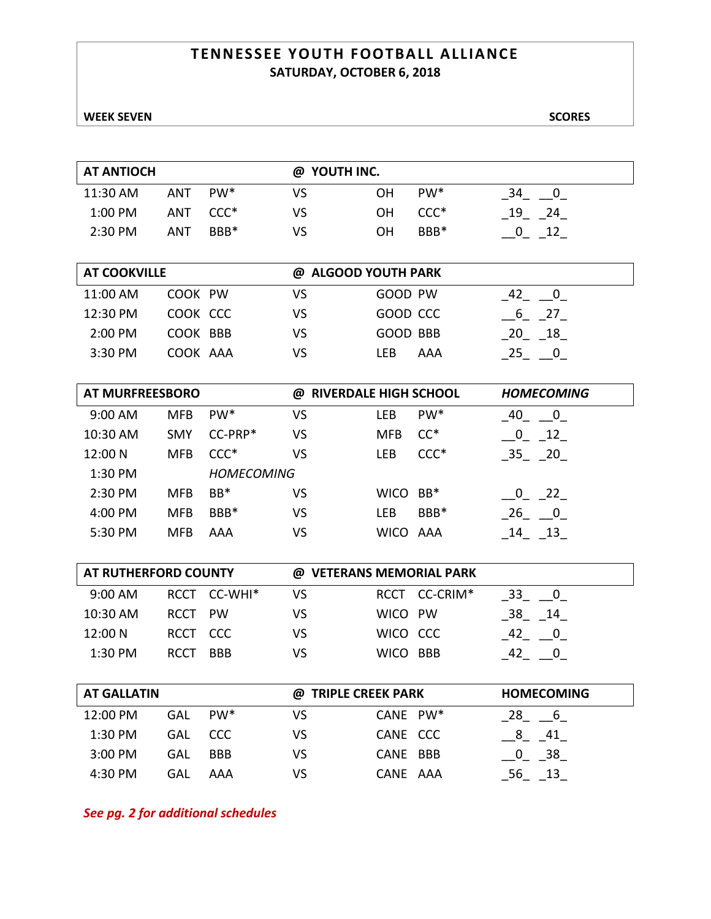# TENNESSEE YOUTH FOOTBALL ALLIANCE

## SATURDAY, OCTOBER 6, 2018

**WEEK SEVEN** **SCORES**

| **AT ANTIOCH** | | | **@ YOUTH INC.** | | | | |
|---|---|---|---|---|---|---|---|
| 11:30 AM | ANT | PW* | VS | OH | PW* | _34_ | __0_ |
| 1:00 PM | ANT | CCC* | VS | OH | CCC* | _19_ | _24_ |
| 2:30 PM | ANT | BBB* | VS | OH | BBB* | __0_ | _12_ |

| **AT COOKVILLE** | | | **@ ALGOOD YOUTH PARK** | | | | |
|---|---|---|---|---|---|---|---|
| 11:00 AM | COOK | PW | VS | GOOD | PW | _42_ | __0_ |
| 12:30 PM | COOK | CCC | VS | GOOD | CCC | __6_ | _27_ |
| 2:00 PM | COOK | BBB | VS | GOOD | BBB | _20_ | _18_ |
| 3:30 PM | COOK | AAA | VS | LEB | AAA | _25_ | __0_ |

| **AT MURFREESBORO** | | | **@ RIVERDALE HIGH SCHOOL** | | | ***HOMECOMING*** | |
|---|---|---|---|---|---|---|---|
| 9:00 AM | MFB | PW* | VS | LEB | PW* | _40_ | __0_ |
| 10:30 AM | SMY | CC-PRP* | VS | MFB | CC* | __0_ | _12_ |
| 12:00 N | MFB | CCC* | VS | LEB | CCC* | _35_ | _20_ |
| 1:30 PM | | *HOMECOMING* | | | | | |
| 2:30 PM | MFB | BB* | VS | WICO | BB* | __0_ | _22_ |
| 4:00 PM | MFB | BBB* | VS | LEB | BBB* | _26_ | __0_ |
| 5:30 PM | MFB | AAA | VS | WICO | AAA | _14_ | _13_ |

| **AT RUTHERFORD COUNTY** | | | **@ VETERANS MEMORIAL PARK** | | | | |
|---|---|---|---|---|---|---|---|
| 9:00 AM | RCCT | CC-WHI* | VS | RCCT | CC-CRIM* | _33_ | __0_ |
| 10:30 AM | RCCT | PW | VS | WICO | PW | _38_ | _14_ |
| 12:00 N | RCCT | CCC | VS | WICO | CCC | _42_ | __0_ |
| 1:30 PM | RCCT | BBB | VS | WICO | BBB | _42_ | __0_ |

| **AT GALLATIN** | | | **@ TRIPLE CREEK PARK** | | | **HOMECOMING** | |
|---|---|---|---|---|---|---|---|
| 12:00 PM | GAL | PW* | VS | CANE | PW* | _28_ | __6_ |
| 1:30 PM | GAL | CCC | VS | CANE | CCC | __8_ | _41_ |
| 3:00 PM | GAL | BBB | VS | CANE | BBB | __0_ | _38_ |
| 4:30 PM | GAL | AAA | VS | CANE | AAA | _56_ | _13_ |

*See pg. 2 for additional schedules*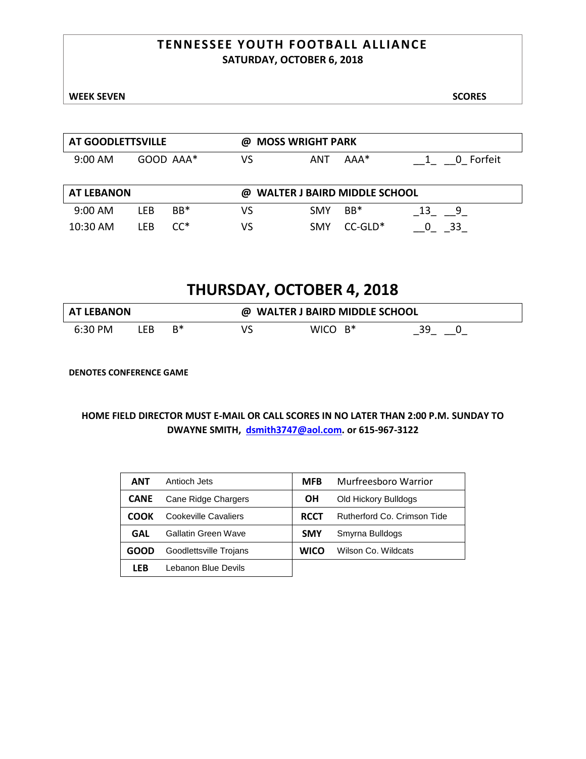# TENNESSEE YOUTH FOOTBALL ALLIANCE
## SATURDAY, OCTOBER 6, 2018

**WEEK SEVEN** **SCORES**

| AT GOODLETTSVILLE | | | @ MOSS WRIGHT PARK | | | |
|---|---|---|---|---|---|---|
| 9:00 AM | GOOD | AAA* | VS | ANT | AAA* | __1_ __0_ Forfeit |

| AT LEBANON | | | @ WALTER J BAIRD MIDDLE SCHOOL | | | |
|---|---|---|---|---|---|---|
| 9:00 AM | LEB | BB* | VS | SMY | BB* | _13_ __9_ |
| 10:30 AM | LEB | CC* | VS | SMY | CC-GLD* | __0_ _33_ |

# THURSDAY, OCTOBER 4, 2018

| AT LEBANON | | | @ WALTER J BAIRD MIDDLE SCHOOL | | | |
|---|---|---|---|---|---|---|
| 6:30 PM | LEB | B* | VS | WICO | B* | _39_ __0_ |

**DENOTES CONFERENCE GAME**

**HOME FIELD DIRECTOR MUST E-MAIL OR CALL SCORES IN NO LATER THAN 2:00 P.M. SUNDAY TO DWAYNE SMITH, dsmith3747@aol.com. or 615-967-3122**

| | | | |
|---|---|---|---|
| **ANT** | Antioch Jets | **MFB** | Murfreesboro Warrior |
| **CANE** | Cane Ridge Chargers | **OH** | Old Hickory Bulldogs |
| **COOK** | Cookeville Cavaliers | **RCCT** | Rutherford Co. Crimson Tide |
| **GAL** | Gallatin Green Wave | **SMY** | Smyrna Bulldogs |
| **GOOD** | Goodlettsville Trojans | **WICO** | Wilson Co. Wildcats |
| **LEB** | Lebanon Blue Devils | | |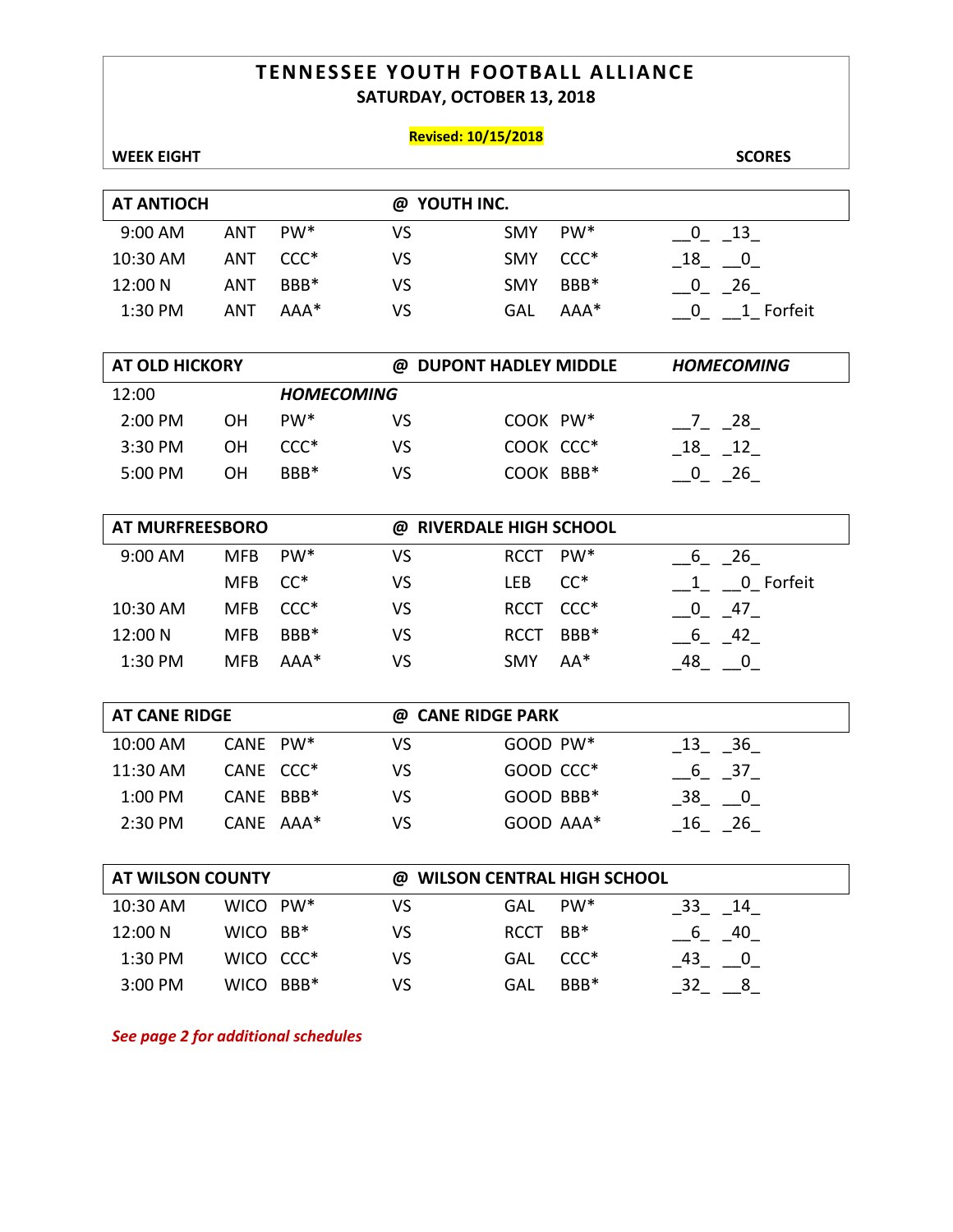# TENNESSEE YOUTH FOOTBALL ALLIANCE

**SATURDAY, OCTOBER 13, 2018**

**Revised: 10/15/2018**

**WEEK EIGHT** — **SCORES**

| **AT ANTIOCH** | | | **@ YOUTH INC.** | | | |
|---|---|---|---|---|---|---|
| 9:00 AM | ANT | PW* | VS | SMY | PW* | _0_ _13_ |
| 10:30 AM | ANT | CCC* | VS | SMY | CCC* | _18_ _0_ |
| 12:00 N | ANT | BBB* | VS | SMY | BBB* | _0_ _26_ |
| 1:30 PM | ANT | AAA* | VS | GAL | AAA* | _0_ _1_ Forfeit |

| **AT OLD HICKORY** | | | **@ DUPONT HADLEY MIDDLE** | | | ***HOMECOMING*** |
|---|---|---|---|---|---|---|
| 12:00 | | ***HOMECOMING*** | | | | |
| 2:00 PM | OH | PW* | VS | COOK | PW* | _7_ _28_ |
| 3:30 PM | OH | CCC* | VS | COOK | CCC* | _18_ _12_ |
| 5:00 PM | OH | BBB* | VS | COOK | BBB* | _0_ _26_ |

| **AT MURFREESBORO** | | | **@ RIVERDALE HIGH SCHOOL** | | | |
|---|---|---|---|---|---|---|
| 9:00 AM | MFB | PW* | VS | RCCT | PW* | _6_ _26_ |
| | MFB | CC* | VS | LEB | CC* | _1_ _0_ Forfeit |
| 10:30 AM | MFB | CCC* | VS | RCCT | CCC* | _0_ _47_ |
| 12:00 N | MFB | BBB* | VS | RCCT | BBB* | _6_ _42_ |
| 1:30 PM | MFB | AAA* | VS | SMY | AA* | _48_ _0_ |

| **AT CANE RIDGE** | | | **@ CANE RIDGE PARK** | | | |
|---|---|---|---|---|---|---|
| 10:00 AM | CANE | PW* | VS | GOOD | PW* | _13_ _36_ |
| 11:30 AM | CANE | CCC* | VS | GOOD | CCC* | _6_ _37_ |
| 1:00 PM | CANE | BBB* | VS | GOOD | BBB* | _38_ _0_ |
| 2:30 PM | CANE | AAA* | VS | GOOD | AAA* | _16_ _26_ |

| **AT WILSON COUNTY** | | | **@ WILSON CENTRAL HIGH SCHOOL** | | | |
|---|---|---|---|---|---|---|
| 10:30 AM | WICO | PW* | VS | GAL | PW* | _33_ _14_ |
| 12:00 N | WICO | BB* | VS | RCCT | BB* | _6_ _40_ |
| 1:30 PM | WICO | CCC* | VS | GAL | CCC* | _43_ _0_ |
| 3:00 PM | WICO | BBB* | VS | GAL | BBB* | _32_ _8_ |

***See page 2 for additional schedules***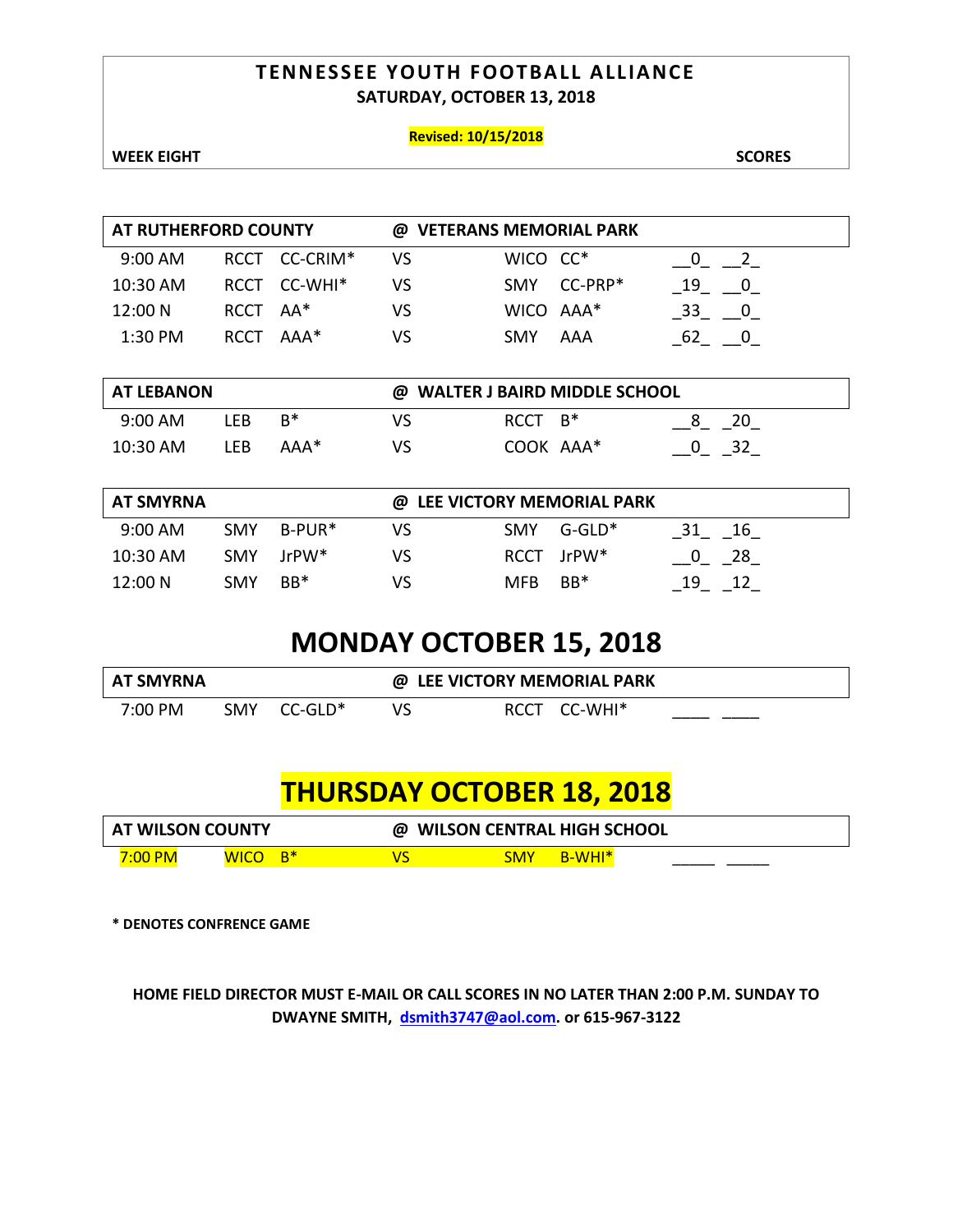# TENNESSEE YOUTH FOOTBALL ALLIANCE

**SATURDAY, OCTOBER 13, 2018**

**Revised: 10/15/2018**

**WEEK EIGHT** **SCORES**

| AT RUTHERFORD COUNTY | | | @ VETERANS MEMORIAL PARK | | | | |
|---|---|---|---|---|---|---|---|
| 9:00 AM | RCCT | CC-CRIM* | VS | WICO | CC* | 0 | 2 |
| 10:30 AM | RCCT | CC-WHI* | VS | SMY | CC-PRP* | 19 | 0 |
| 12:00 N | RCCT | AA* | VS | WICO | AAA* | 33 | 0 |
| 1:30 PM | RCCT | AAA* | VS | SMY | AAA | 62 | 0 |

| AT LEBANON | | | @ WALTER J BAIRD MIDDLE SCHOOL | | | | |
|---|---|---|---|---|---|---|---|
| 9:00 AM | LEB | B* | VS | RCCT | B* | 8 | 20 |
| 10:30 AM | LEB | AAA* | VS | COOK | AAA* | 0 | 32 |

| AT SMYRNA | | | @ LEE VICTORY MEMORIAL PARK | | | | |
|---|---|---|---|---|---|---|---|
| 9:00 AM | SMY | B-PUR* | VS | SMY | G-GLD* | 31 | 16 |
| 10:30 AM | SMY | JrPW* | VS | RCCT | JrPW* | 0 | 28 |
| 12:00 N | SMY | BB* | VS | MFB | BB* | 19 | 12 |

# MONDAY OCTOBER 15, 2018

| AT SMYRNA | | | @ LEE VICTORY MEMORIAL PARK | | | | |
|---|---|---|---|---|---|---|---|
| 7:00 PM | SMY | CC-GLD* | VS | RCCT | CC-WHI* | ____ | ____ |

# THURSDAY OCTOBER 18, 2018

| AT WILSON COUNTY | | | @ WILSON CENTRAL HIGH SCHOOL | | | | |
|---|---|---|---|---|---|---|---|
| 7:00 PM | WICO | B* | VS | SMY | B-WHI* | _____ | _____ |

**\* DENOTES CONFRENCE GAME**

**HOME FIELD DIRECTOR MUST E-MAIL OR CALL SCORES IN NO LATER THAN 2:00 P.M. SUNDAY TO DWAYNE SMITH, [dsmith3747@aol.com](mailto:dsmith3747@aol.com). or 615-967-3122**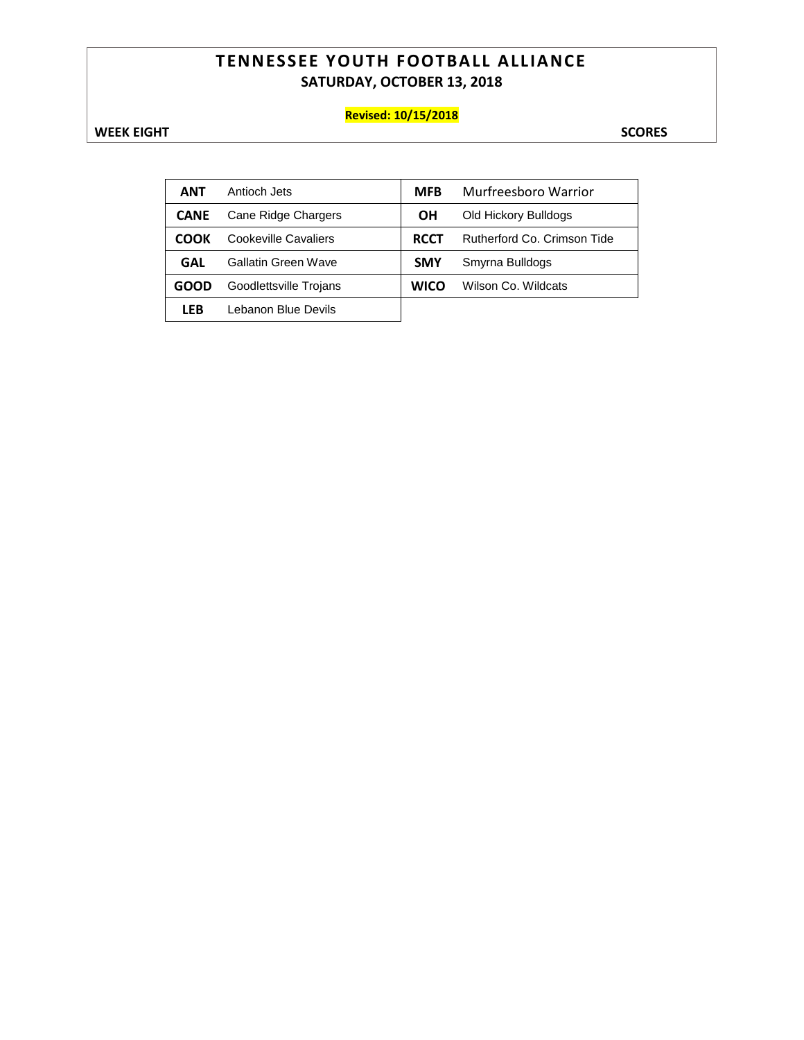# TENNESSEE YOUTH FOOTBALL ALLIANCE

## SATURDAY, OCTOBER 13, 2018

**Revised: 10/15/2018**

**WEEK EIGHT** **SCORES**

| | | | |
|---|---|---|---|
| **ANT** | Antioch Jets | **MFB** | Murfreesboro Warrior |
| **CANE** | Cane Ridge Chargers | **OH** | Old Hickory Bulldogs |
| **COOK** | Cookeville Cavaliers | **RCCT** | Rutherford Co. Crimson Tide |
| **GAL** | Gallatin Green Wave | **SMY** | Smyrna Bulldogs |
| **GOOD** | Goodlettsville Trojans | **WICO** | Wilson Co. Wildcats |
| **LEB** | Lebanon Blue Devils | | |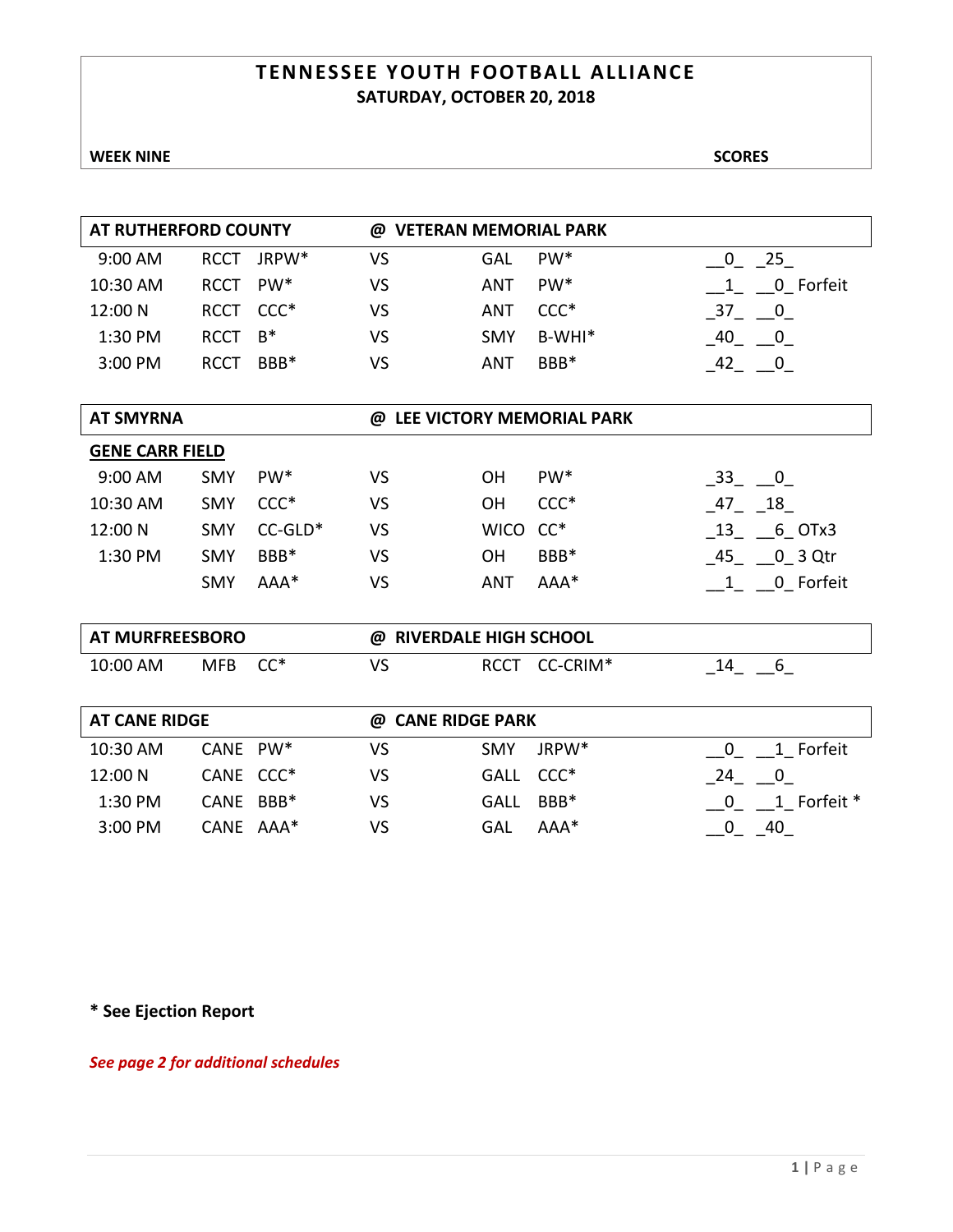# TENNESSEE YOUTH FOOTBALL ALLIANCE

**SATURDAY, OCTOBER 20, 2018**

**WEEK NINE** **SCORES**

| **AT RUTHERFORD COUNTY** | | | **@ VETERAN MEMORIAL PARK** | | | |
|---|---|---|---|---|---|---|
| 9:00 AM | RCCT | JRPW* | VS | GAL | PW* | __0_ _25_ |
| 10:30 AM | RCCT | PW* | VS | ANT | PW* | __1_ __0_ Forfeit |
| 12:00 N | RCCT | CCC* | VS | ANT | CCC* | _37_ __0_ |
| 1:30 PM | RCCT | B* | VS | SMY | B-WHI* | _40_ __0_ |
| 3:00 PM | RCCT | BBB* | VS | ANT | BBB* | _42_ __0_ |

| **AT SMYRNA** | | | **@ LEE VICTORY MEMORIAL PARK** | | | |
|---|---|---|---|---|---|---|
| **GENE CARR FIELD** | | | | | | |
| 9:00 AM | SMY | PW* | VS | OH | PW* | _33_ __0_ |
| 10:30 AM | SMY | CCC* | VS | OH | CCC* | _47_ _18_ |
| 12:00 N | SMY | CC-GLD* | VS | WICO | CC* | _13_ __6_ OTx3 |
| 1:30 PM | SMY | BBB* | VS | OH | BBB* | _45_ __0_ 3 Qtr |
| | SMY | AAA* | VS | ANT | AAA* | __1_ __0_ Forfeit |

| **AT MURFREESBORO** | | | **@ RIVERDALE HIGH SCHOOL** | | | |
|---|---|---|---|---|---|---|
| 10:00 AM | MFB | CC* | VS | RCCT | CC-CRIM* | _14_ __6_ |

| **AT CANE RIDGE** | | | **@ CANE RIDGE PARK** | | | |
|---|---|---|---|---|---|---|
| 10:30 AM | CANE | PW* | VS | SMY | JRPW* | __0_ __1_ Forfeit |
| 12:00 N | CANE | CCC* | VS | GALL | CCC* | _24_ __0_ |
| 1:30 PM | CANE | BBB* | VS | GALL | BBB* | __0_ __1_ Forfeit * |
| 3:00 PM | CANE | AAA* | VS | GAL | AAA* | __0_ _40_ |

**\* See Ejection Report**

***See page 2 for additional schedules***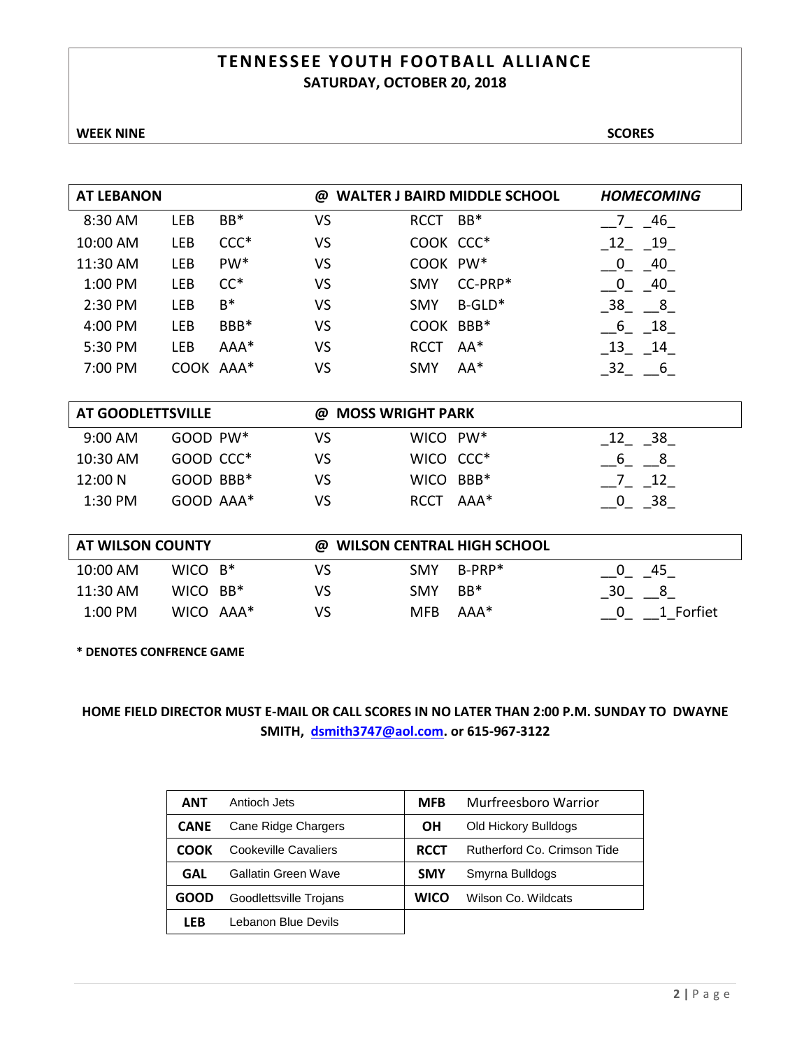# TENNESSEE YOUTH FOOTBALL ALLIANCE
## SATURDAY, OCTOBER 20, 2018

**WEEK NINE** | **SCORES**

| **AT LEBANON** | | | | | | **@ WALTER J BAIRD MIDDLE SCHOOL** | ***HOMECOMING*** |
|---|---|---|---|---|---|---|---|
| 8:30 AM | LEB | BB* | VS | RCCT | BB* | | __7_ _46_ |
| 10:00 AM | LEB | CCC* | VS | COOK | CCC* | | _12_ _19_ |
| 11:30 AM | LEB | PW* | VS | COOK | PW* | | __0_ _40_ |
| 1:00 PM | LEB | CC* | VS | SMY | CC-PRP* | | __0_ _40_ |
| 2:30 PM | LEB | B* | VS | SMY | B-GLD* | | _38_ __8_ |
| 4:00 PM | LEB | BBB* | VS | COOK | BBB* | | __6_ _18_ |
| 5:30 PM | LEB | AAA* | VS | RCCT | AA* | | _13_ _14_ |
| 7:00 PM | COOK | AAA* | VS | SMY | AA* | | _32_ __6_ |

| **AT GOODLETTSVILLE** | | | | | | **@ MOSS WRIGHT PARK** | |
|---|---|---|---|---|---|---|---|
| 9:00 AM | GOOD | PW* | VS | WICO | PW* | | _12_ _38_ |
| 10:30 AM | GOOD | CCC* | VS | WICO | CCC* | | __6_ __8_ |
| 12:00 N | GOOD | BBB* | VS | WICO | BBB* | | __7_ _12_ |
| 1:30 PM | GOOD | AAA* | VS | RCCT | AAA* | | __0_ _38_ |

| **AT WILSON COUNTY** | | | | | | **@ WILSON CENTRAL HIGH SCHOOL** | |
|---|---|---|---|---|---|---|---|
| 10:00 AM | WICO | B* | VS | SMY | B-PRP* | | __0_ _45_ |
| 11:30 AM | WICO | BB* | VS | SMY | BB* | | _30_ __8_ |
| 1:00 PM | WICO | AAA* | VS | MFB | AAA* | | __0_ __1_Forfiet |

**\* DENOTES CONFRENCE GAME**

**HOME FIELD DIRECTOR MUST E-MAIL OR CALL SCORES IN NO LATER THAN 2:00 P.M. SUNDAY TO DWAYNE SMITH, dsmith3747@aol.com. or 615-967-3122**

| | | | |
|---|---|---|---|
| **ANT** | Antioch Jets | **MFB** | Murfreesboro Warrior |
| **CANE** | Cane Ridge Chargers | **OH** | Old Hickory Bulldogs |
| **COOK** | Cookeville Cavaliers | **RCCT** | Rutherford Co. Crimson Tide |
| **GAL** | Gallatin Green Wave | **SMY** | Smyrna Bulldogs |
| **GOOD** | Goodlettsville Trojans | **WICO** | Wilson Co. Wildcats |
| **LEB** | Lebanon Blue Devils | | |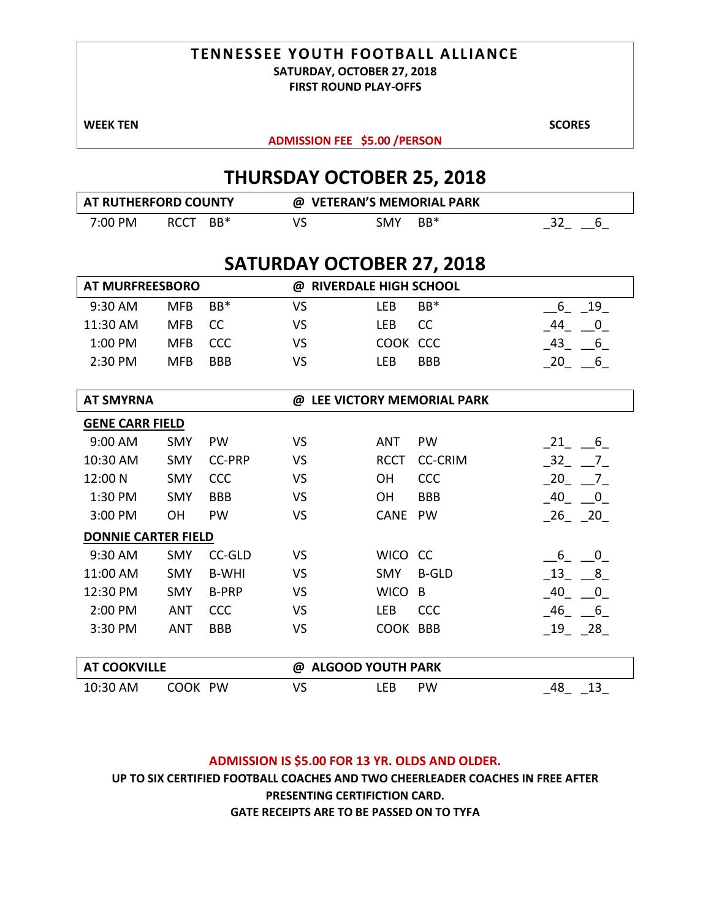# TENNESSEE YOUTH FOOTBALL ALLIANCE

**SATURDAY, OCTOBER 27, 2018**

**FIRST ROUND PLAY-OFFS**

**WEEK TEN** | **SCORES**

**ADMISSION FEE $5.00 /PERSON**

## THURSDAY OCTOBER 25, 2018

| AT RUTHERFORD COUNTY | | | @ VETERAN'S MEMORIAL PARK | | | | |
|---|---|---|---|---|---|---|---|
| 7:00 PM | RCCT | BB* | VS | SMY | BB* | _32_ | __6_ |

## SATURDAY OCTOBER 27, 2018

| AT MURFREESBORO | | | @ RIVERDALE HIGH SCHOOL | | | | |
|---|---|---|---|---|---|---|---|
| 9:30 AM | MFB | BB* | VS | LEB | BB* | __6_ | _19_ |
| 11:30 AM | MFB | CC | VS | LEB | CC | _44_ | __0_ |
| 1:00 PM | MFB | CCC | VS | COOK | CCC | _43_ | __6_ |
| 2:30 PM | MFB | BBB | VS | LEB | BBB | _20_ | __6_ |

| AT SMYRNA | | | @ LEE VICTORY MEMORIAL PARK | | | | |
|---|---|---|---|---|---|---|---|
| **GENE CARR FIELD** | | | | | | | |
| 9:00 AM | SMY | PW | VS | ANT | PW | _21_ | __6_ |
| 10:30 AM | SMY | CC-PRP | VS | RCCT | CC-CRIM | _32_ | __7_ |
| 12:00 N | SMY | CCC | VS | OH | CCC | _20_ | __7_ |
| 1:30 PM | SMY | BBB | VS | OH | BBB | _40_ | __0_ |
| 3:00 PM | OH | PW | VS | CANE | PW | _26_ | _20_ |
| **DONNIE CARTER FIELD** | | | | | | | |
| 9:30 AM | SMY | CC-GLD | VS | WICO | CC | __6_ | __0_ |
| 11:00 AM | SMY | B-WHI | VS | SMY | B-GLD | _13_ | __8_ |
| 12:30 PM | SMY | B-PRP | VS | WICO | B | _40_ | __0_ |
| 2:00 PM | ANT | CCC | VS | LEB | CCC | _46_ | __6_ |
| 3:30 PM | ANT | BBB | VS | COOK | BBB | _19_ | _28_ |

| AT COOKVILLE | | | @ ALGOOD YOUTH PARK | | | | |
|---|---|---|---|---|---|---|---|
| 10:30 AM | COOK | PW | VS | LEB | PW | _48_ | _13_ |

**ADMISSION IS $5.00 FOR 13 YR. OLDS AND OLDER.**

**UP TO SIX CERTIFIED FOOTBALL COACHES AND TWO CHEERLEADER COACHES IN FREE AFTER PRESENTING CERTIFICTION CARD.**

**GATE RECEIPTS ARE TO BE PASSED ON TO TYFA**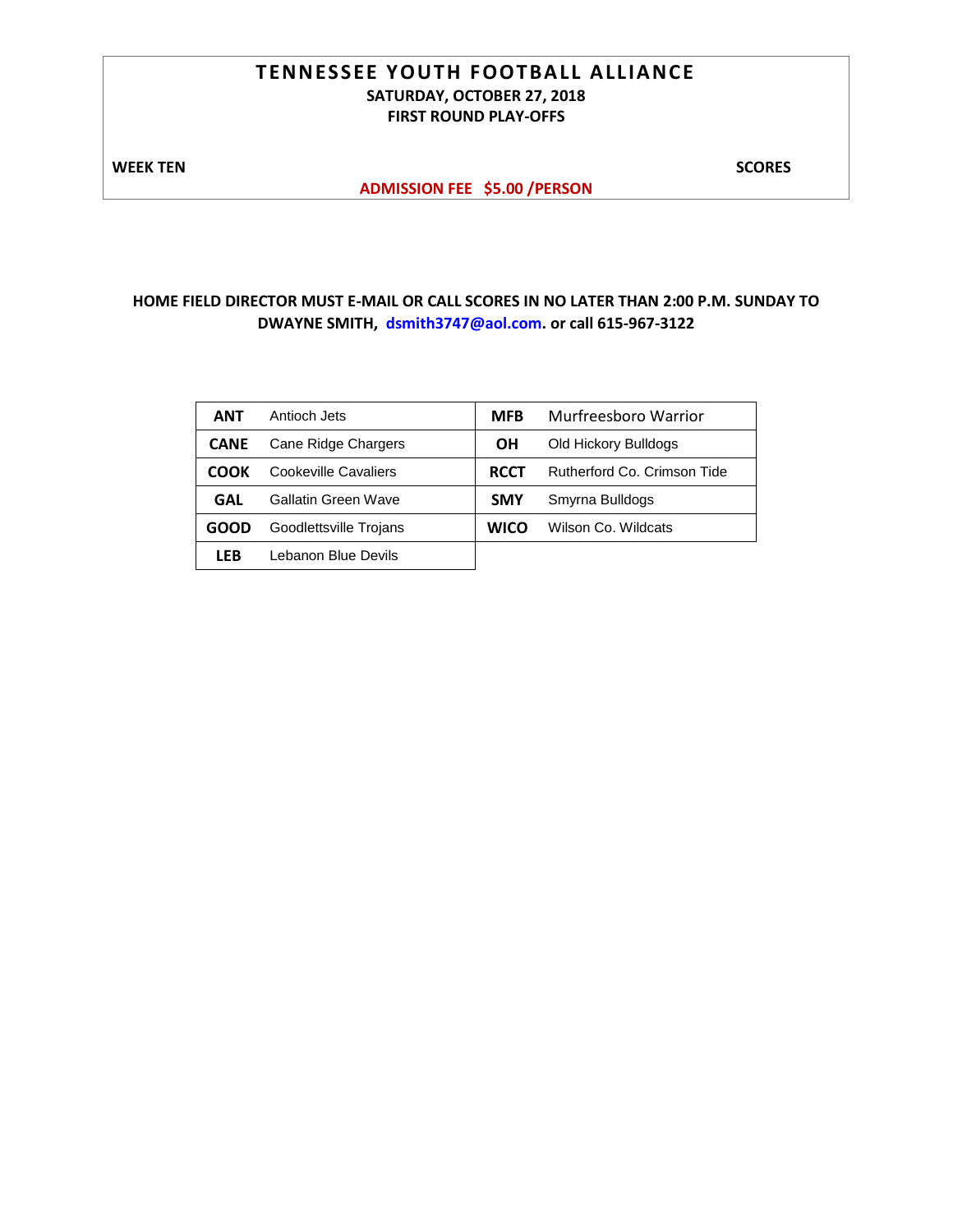# TENNESSEE YOUTH FOOTBALL ALLIANCE

**SATURDAY, OCTOBER 27, 2018**

**FIRST ROUND PLAY-OFFS**

**WEEK TEN** **SCORES**

**ADMISSION FEE $5.00 /PERSON**

**HOME FIELD DIRECTOR MUST E-MAIL OR CALL SCORES IN NO LATER THAN 2:00 P.M. SUNDAY TO DWAYNE SMITH, dsmith3747@aol.com. or call 615-967-3122**

| | | | |
|---|---|---|---|
| **ANT** | Antioch Jets | **MFB** | Murfreesboro Warrior |
| **CANE** | Cane Ridge Chargers | **OH** | Old Hickory Bulldogs |
| **COOK** | Cookeville Cavaliers | **RCCT** | Rutherford Co. Crimson Tide |
| **GAL** | Gallatin Green Wave | **SMY** | Smyrna Bulldogs |
| **GOOD** | Goodlettsville Trojans | **WICO** | Wilson Co. Wildcats |
| **LEB** | Lebanon Blue Devils | | |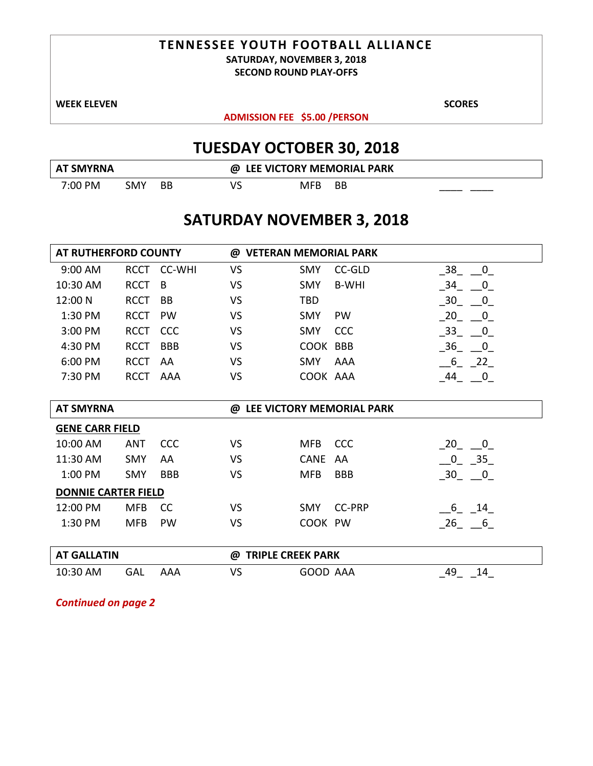# TENNESSEE YOUTH FOOTBALL ALLIANCE

**SATURDAY, NOVEMBER 3, 2018**

**SECOND ROUND PLAY-OFFS**

**WEEK ELEVEN** | **SCORES**

**ADMISSION FEE $5.00 /PERSON**

## TUESDAY OCTOBER 30, 2018

| AT SMYRNA | | | @ LEE VICTORY MEMORIAL PARK | | | | |
|---|---|---|---|---|---|---|---|
| 7:00 PM | SMY | BB | VS | MFB | BB | ____ | ____ |

## SATURDAY NOVEMBER 3, 2018

| AT RUTHERFORD COUNTY | | | @ VETERAN MEMORIAL PARK | | | | |
|---|---|---|---|---|---|---|---|
| 9:00 AM | RCCT | CC-WHI | VS | SMY | CC-GLD | 38 | 0 |
| 10:30 AM | RCCT | B | VS | SMY | B-WHI | 34 | 0 |
| 12:00 N | RCCT | BB | VS | TBD | | 30 | 0 |
| 1:30 PM | RCCT | PW | VS | SMY | PW | 20 | 0 |
| 3:00 PM | RCCT | CCC | VS | SMY | CCC | 33 | 0 |
| 4:30 PM | RCCT | BBB | VS | COOK | BBB | 36 | 0 |
| 6:00 PM | RCCT | AA | VS | SMY | AAA | 6 | 22 |
| 7:30 PM | RCCT | AAA | VS | COOK | AAA | 44 | 0 |

| AT SMYRNA | | | @ LEE VICTORY MEMORIAL PARK | | | | |
|---|---|---|---|---|---|---|---|
| **GENE CARR FIELD** | | | | | | | |
| 10:00 AM | ANT | CCC | VS | MFB | CCC | 20 | 0 |
| 11:30 AM | SMY | AA | VS | CANE | AA | 0 | 35 |
| 1:00 PM | SMY | BBB | VS | MFB | BBB | 30 | 0 |
| **DONNIE CARTER FIELD** | | | | | | | |
| 12:00 PM | MFB | CC | VS | SMY | CC-PRP | 6 | 14 |
| 1:30 PM | MFB | PW | VS | COOK | PW | 26 | 6 |

| AT GALLATIN | | | @ TRIPLE CREEK PARK | | | | |
|---|---|---|---|---|---|---|---|
| 10:30 AM | GAL | AAA | VS | GOOD | AAA | 49 | 14 |

***Continued on page 2***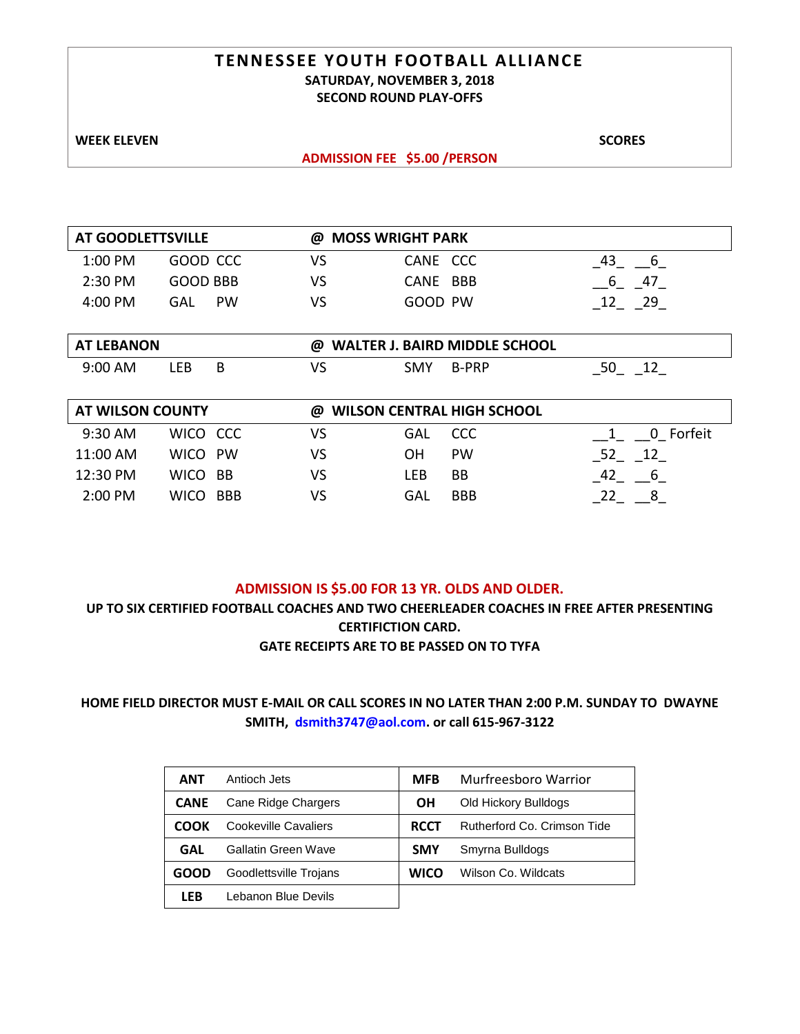# TENNESSEE YOUTH FOOTBALL ALLIANCE

**SATURDAY, NOVEMBER 3, 2018**

**SECOND ROUND PLAY-OFFS**

**WEEK ELEVEN** | **SCORES**

**ADMISSION FEE $5.00 /PERSON**

| **AT GOODLETTSVILLE** | | **@ MOSS WRIGHT PARK** | | |
|---|---|---|---|---|
| 1:00 PM | GOOD CCC | VS | CANE CCC | _43_ __6_ |
| 2:30 PM | GOOD BBB | VS | CANE BBB | __6_ _47_ |
| 4:00 PM | GAL PW | VS | GOOD PW | _12_ _29_ |

| **AT LEBANON** | | **@ WALTER J. BAIRD MIDDLE SCHOOL** | | |
|---|---|---|---|---|
| 9:00 AM | LEB B | VS | SMY B-PRP | _50_ _12_ |

| **AT WILSON COUNTY** | | **@ WILSON CENTRAL HIGH SCHOOL** | | |
|---|---|---|---|---|
| 9:30 AM | WICO CCC | VS | GAL CCC | __1_ __0_ Forfeit |
| 11:00 AM | WICO PW | VS | OH PW | _52_ _12_ |
| 12:30 PM | WICO BB | VS | LEB BB | _42_ __6_ |
| 2:00 PM | WICO BBB | VS | GAL BBB | _22_ __8_ |

**ADMISSION IS $5.00 FOR 13 YR. OLDS AND OLDER.**

**UP TO SIX CERTIFIED FOOTBALL COACHES AND TWO CHEERLEADER COACHES IN FREE AFTER PRESENTING CERTIFICTION CARD.**

**GATE RECEIPTS ARE TO BE PASSED ON TO TYFA**

**HOME FIELD DIRECTOR MUST E-MAIL OR CALL SCORES IN NO LATER THAN 2:00 P.M. SUNDAY TO DWAYNE SMITH, dsmith3747@aol.com. or call 615-967-3122**

| | | | |
|---|---|---|---|
| **ANT** | Antioch Jets | **MFB** | Murfreesboro Warrior |
| **CANE** | Cane Ridge Chargers | **OH** | Old Hickory Bulldogs |
| **COOK** | Cookeville Cavaliers | **RCCT** | Rutherford Co. Crimson Tide |
| **GAL** | Gallatin Green Wave | **SMY** | Smyrna Bulldogs |
| **GOOD** | Goodlettsville Trojans | **WICO** | Wilson Co. Wildcats |
| **LEB** | Lebanon Blue Devils | | |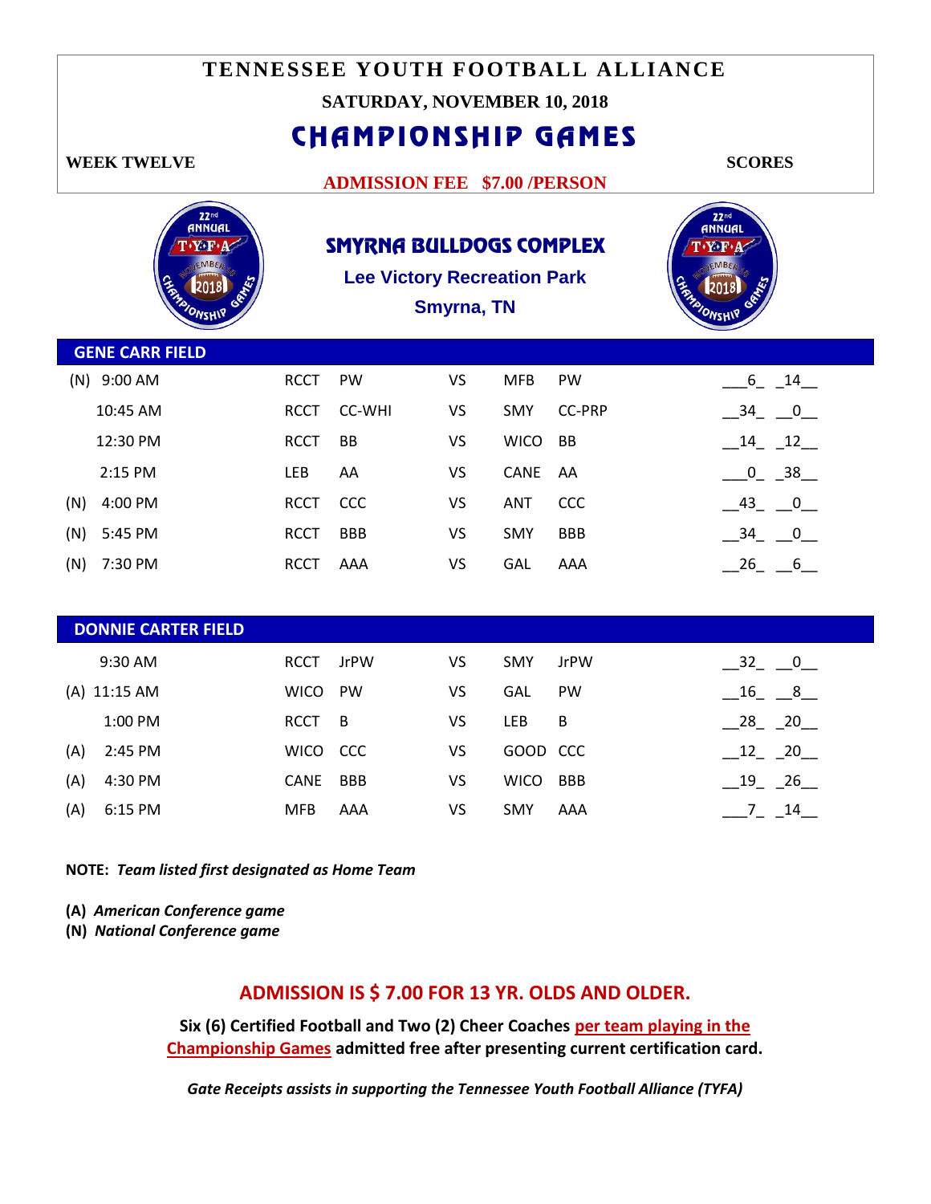# TENNESSEE YOUTH FOOTBALL ALLIANCE

**SATURDAY, NOVEMBER 10, 2018**

# CHAMPIONSHIP GAMES

**WEEK TWELVE** **SCORES**

**ADMISSION FEE $7.00 /PERSON**

## SMYRNA BULLDOGS COMPLEX

**Lee Victory Recreation Park**

**Smyrna, TN**

### GENE CARR FIELD

| Time | Home | Division | | Visitor | Division | Scores |
|---|---|---|---|---|---|---|
| (N) 9:00 AM | RCCT | PW | VS | MFB | PW | 6 14 |
| 10:45 AM | RCCT | CC-WHI | VS | SMY | CC-PRP | 34 0 |
| 12:30 PM | RCCT | BB | VS | WICO | BB | 14 12 |
| 2:15 PM | LEB | AA | VS | CANE | AA | 0 38 |
| (N) 4:00 PM | RCCT | CCC | VS | ANT | CCC | 43 0 |
| (N) 5:45 PM | RCCT | BBB | VS | SMY | BBB | 34 0 |
| (N) 7:30 PM | RCCT | AAA | VS | GAL | AAA | 26 6 |

### DONNIE CARTER FIELD

| Time | Home | Division | | Visitor | Division | Scores |
|---|---|---|---|---|---|---|
| 9:30 AM | RCCT | JrPW | VS | SMY | JrPW | 32 0 |
| (A) 11:15 AM | WICO | PW | VS | GAL | PW | 16 8 |
| 1:00 PM | RCCT | B | VS | LEB | B | 28 20 |
| (A) 2:45 PM | WICO | CCC | VS | GOOD | CCC | 12 20 |
| (A) 4:30 PM | CANE | BBB | VS | WICO | BBB | 19 26 |
| (A) 6:15 PM | MFB | AAA | VS | SMY | AAA | 7 14 |

**NOTE:** ***Team listed first designated as Home Team***

**(A)** ***American Conference game***
**(N)** ***National Conference game***

**ADMISSION IS $ 7.00 FOR 13 YR. OLDS AND OLDER.**

**Six (6) Certified Football and Two (2) Cheer Coaches per team playing in the Championship Games admitted free after presenting current certification card.**

***Gate Receipts assists in supporting the Tennessee Youth Football Alliance (TYFA)***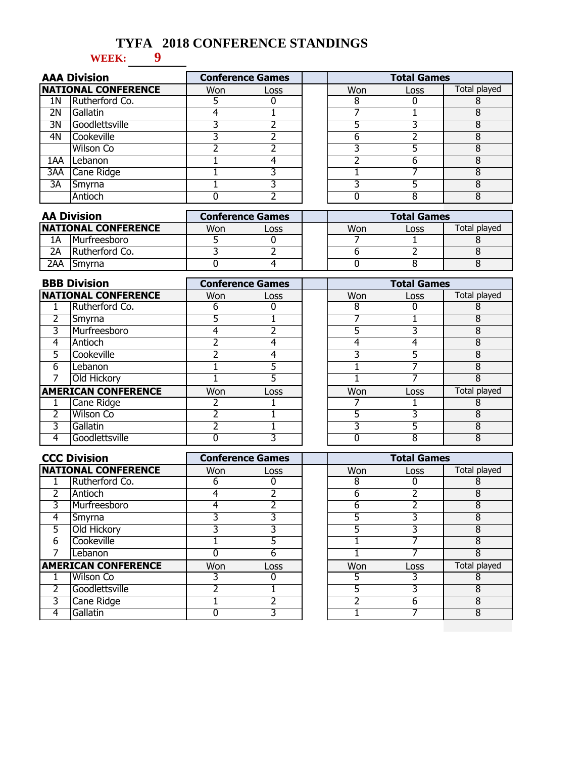# TYFA 2018 CONFERENCE STANDINGS

**WEEK: 9**

## AAA Division

| NATIONAL CONFERENCE | | Conference Games Won | Conference Games Loss | Total Games Won | Total Games Loss | Total played |
|---|---|---|---|---|---|---|
| 1N | Rutherford Co. | 5 | 0 | 8 | 0 | 8 |
| 2N | Gallatin | 4 | 1 | 7 | 1 | 8 |
| 3N | Goodlettsville | 3 | 2 | 5 | 3 | 8 |
| 4N | Cookeville | 3 | 2 | 6 | 2 | 8 |
| | Wilson Co | 2 | 2 | 3 | 5 | 8 |
| 1AA | Lebanon | 1 | 4 | 2 | 6 | 8 |
| 3AA | Cane Ridge | 1 | 3 | 1 | 7 | 8 |
| 3A | Smyrna | 1 | 3 | 3 | 5 | 8 |
| | Antioch | 0 | 2 | 0 | 8 | 8 |

## AA Division

| NATIONAL CONFERENCE | | Conference Games Won | Conference Games Loss | Total Games Won | Total Games Loss | Total played |
|---|---|---|---|---|---|---|
| 1A | Murfreesboro | 5 | 0 | 7 | 1 | 8 |
| 2A | Rutherford Co. | 3 | 2 | 6 | 2 | 8 |
| 2AA | Smyrna | 0 | 4 | 0 | 8 | 8 |

## BBB Division

| NATIONAL CONFERENCE | | Conference Games Won | Conference Games Loss | Total Games Won | Total Games Loss | Total played |
|---|---|---|---|---|---|---|
| 1 | Rutherford Co. | 6 | 0 | 8 | 0 | 8 |
| 2 | Smyrna | 5 | 1 | 7 | 1 | 8 |
| 3 | Murfreesboro | 4 | 2 | 5 | 3 | 8 |
| 4 | Antioch | 2 | 4 | 4 | 4 | 8 |
| 5 | Cookeville | 2 | 4 | 3 | 5 | 8 |
| 6 | Lebanon | 1 | 5 | 1 | 7 | 8 |
| 7 | Old Hickory | 1 | 5 | 1 | 7 | 8 |
| **AMERICAN CONFERENCE** | | **Won** | **Loss** | **Won** | **Loss** | **Total played** |
| 1 | Cane Ridge | 2 | 1 | 7 | 1 | 8 |
| 2 | Wilson Co | 2 | 1 | 5 | 3 | 8 |
| 3 | Gallatin | 2 | 1 | 3 | 5 | 8 |
| 4 | Goodlettsville | 0 | 3 | 0 | 8 | 8 |

## CCC Division

| NATIONAL CONFERENCE | | Conference Games Won | Conference Games Loss | Total Games Won | Total Games Loss | Total played |
|---|---|---|---|---|---|---|
| 1 | Rutherford Co. | 6 | 0 | 8 | 0 | 8 |
| 2 | Antioch | 4 | 2 | 6 | 2 | 8 |
| 3 | Murfreesboro | 4 | 2 | 6 | 2 | 8 |
| 4 | Smyrna | 3 | 3 | 5 | 3 | 8 |
| 5 | Old Hickory | 3 | 3 | 5 | 3 | 8 |
| 6 | Cookeville | 1 | 5 | 1 | 7 | 8 |
| 7 | Lebanon | 0 | 6 | 1 | 7 | 8 |
| **AMERICAN CONFERENCE** | | **Won** | **Loss** | **Won** | **Loss** | **Total played** |
| 1 | Wilson Co | 3 | 0 | 5 | 3 | 8 |
| 2 | Goodlettsville | 2 | 1 | 5 | 3 | 8 |
| 3 | Cane Ridge | 1 | 2 | 2 | 6 | 8 |
| 4 | Gallatin | 0 | 3 | 1 | 7 | 8 |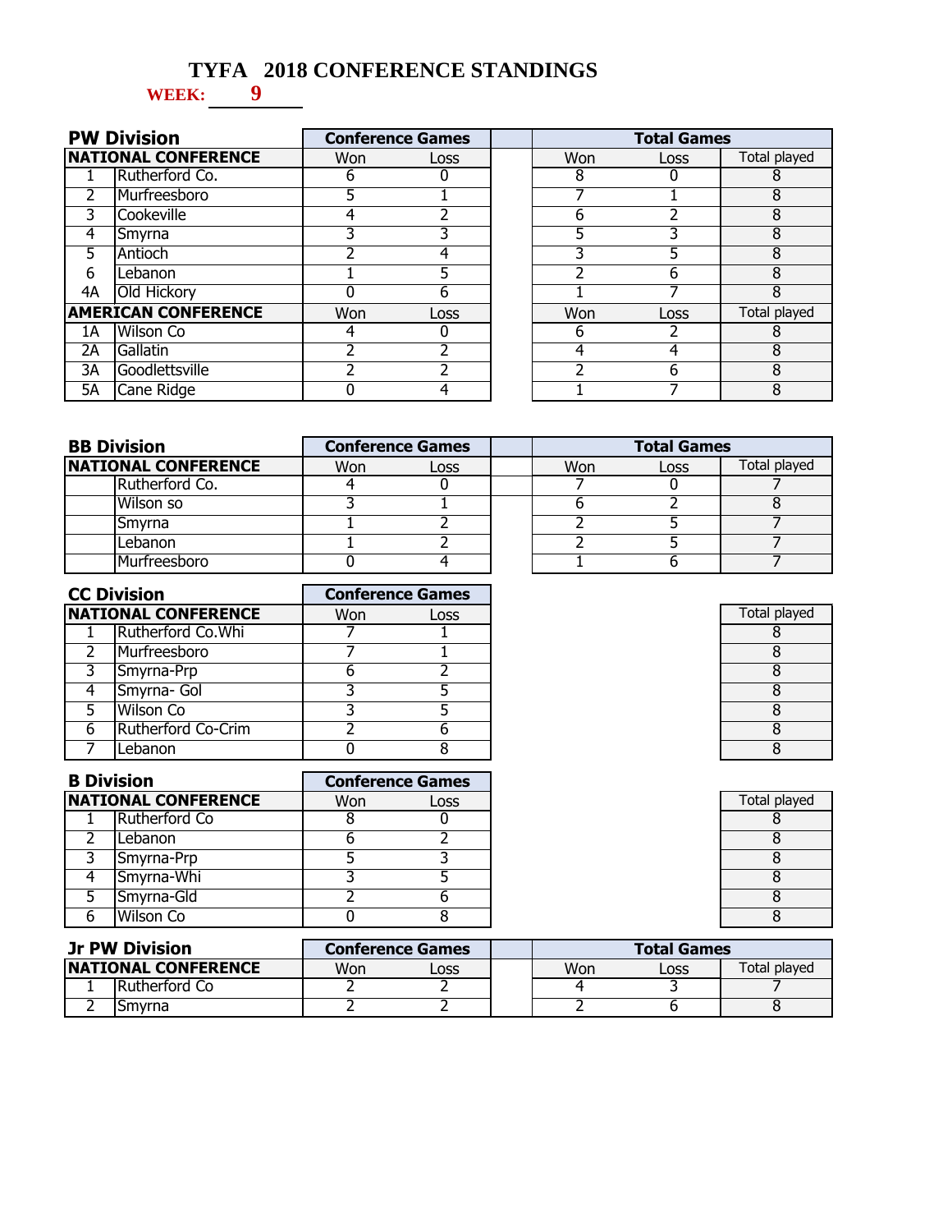# TYFA 2018 CONFERENCE STANDINGS

**WEEK: 9**

## PW Division

| | | Conference Games | | | Total Games | | |
|---|---|---|---|---|---|---|---|
| **NATIONAL CONFERENCE** | | Won | Loss | | Won | Loss | Total played |
| 1 | Rutherford Co. | 6 | 0 | | 8 | 0 | 8 |
| 2 | Murfreesboro | 5 | 1 | | 7 | 1 | 8 |
| 3 | Cookeville | 4 | 2 | | 6 | 2 | 8 |
| 4 | Smyrna | 3 | 3 | | 5 | 3 | 8 |
| 5 | Antioch | 2 | 4 | | 3 | 5 | 8 |
| 6 | Lebanon | 1 | 5 | | 2 | 6 | 8 |
| 4A | Old Hickory | 0 | 6 | | 1 | 7 | 8 |
| **AMERICAN CONFERENCE** | | Won | Loss | | Won | Loss | Total played |
| 1A | Wilson Co | 4 | 0 | | 6 | 2 | 8 |
| 2A | Gallatin | 2 | 2 | | 4 | 4 | 8 |
| 3A | Goodlettsville | 2 | 2 | | 2 | 6 | 8 |
| 5A | Cane Ridge | 0 | 4 | | 1 | 7 | 8 |

## BB Division

| | | Conference Games | | | Total Games | | |
|---|---|---|---|---|---|---|---|
| **NATIONAL CONFERENCE** | | Won | Loss | | Won | Loss | Total played |
| | Rutherford Co. | 4 | 0 | | 7 | 0 | 7 |
| | Wilson so | 3 | 1 | | 6 | 2 | 8 |
| | Smyrna | 1 | 2 | | 2 | 5 | 7 |
| | Lebanon | 1 | 2 | | 2 | 5 | 7 |
| | Murfreesboro | 0 | 4 | | 1 | 6 | 7 |

## CC Division

| | | Conference Games | | |
|---|---|---|---|---|
| **NATIONAL CONFERENCE** | | Won | Loss | Total played |
| 1 | Rutherford Co.Whi | 7 | 1 | 8 |
| 2 | Murfreesboro | 7 | 1 | 8 |
| 3 | Smyrna-Prp | 6 | 2 | 8 |
| 4 | Smyrna- Gol | 3 | 5 | 8 |
| 5 | Wilson Co | 3 | 5 | 8 |
| 6 | Rutherford Co-Crim | 2 | 6 | 8 |
| 7 | Lebanon | 0 | 8 | 8 |

## B Division

| | | Conference Games | | |
|---|---|---|---|---|
| **NATIONAL CONFERENCE** | | Won | Loss | Total played |
| 1 | Rutherford Co | 8 | 0 | 8 |
| 2 | Lebanon | 6 | 2 | 8 |
| 3 | Smyrna-Prp | 5 | 3 | 8 |
| 4 | Smyrna-Whi | 3 | 5 | 8 |
| 5 | Smyrna-Gld | 2 | 6 | 8 |
| 6 | Wilson Co | 0 | 8 | 8 |

## Jr PW Division

| | | Conference Games | | | Total Games | | |
|---|---|---|---|---|---|---|---|
| **NATIONAL CONFERENCE** | | Won | Loss | | Won | Loss | Total played |
| 1 | Rutherford Co | 2 | 2 | | 4 | 3 | 7 |
| 2 | Smyrna | 2 | 2 | | 2 | 6 | 8 |